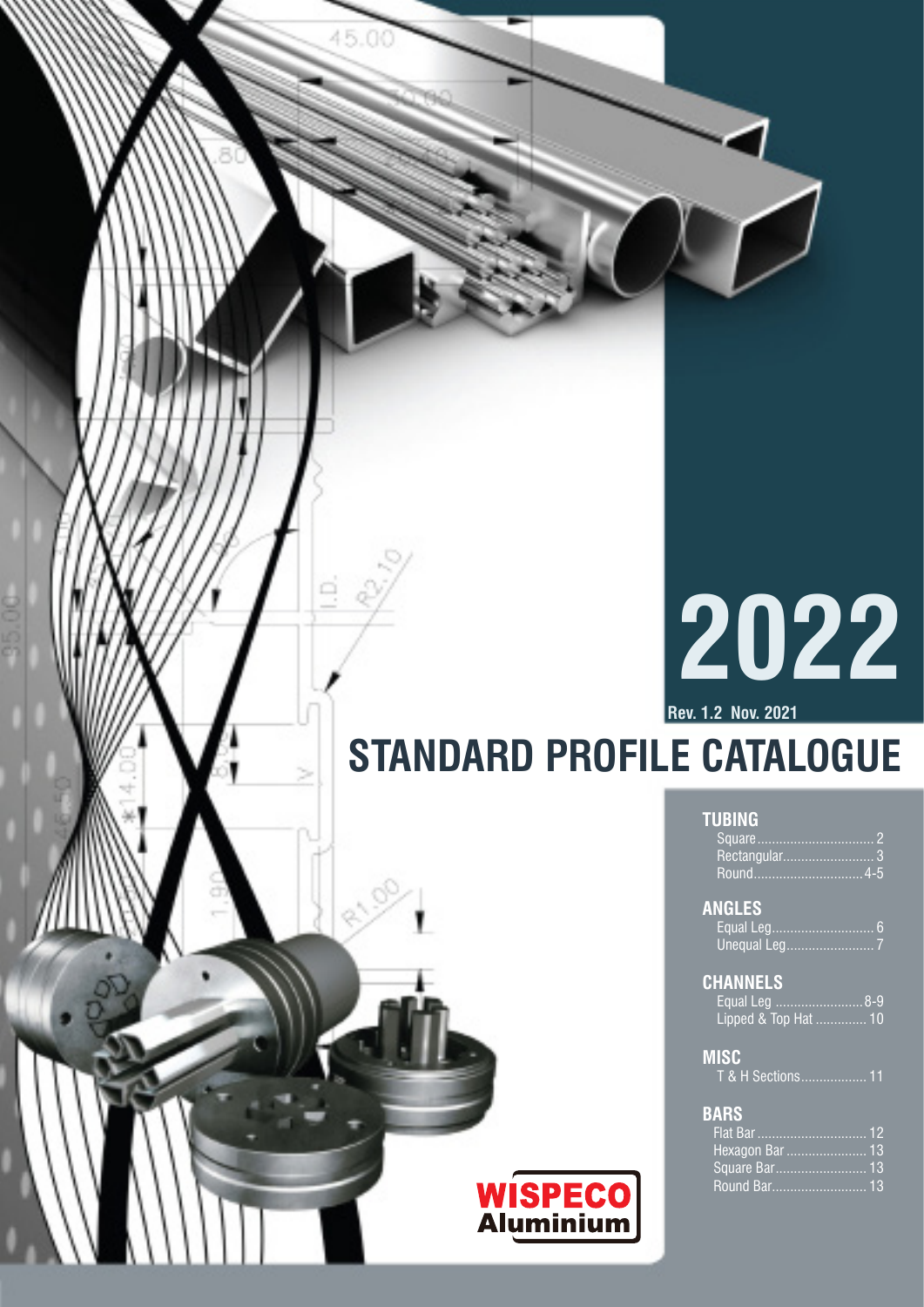# 2022

**Rev. 1.2 Nov. 2021**

# STANDARD PROFILE CATALOGUE

## TUBING
- Square ................................ 2
- Rectangular.......................... 3
- Round..............................4-5

## ANGLES
- Equal Leg............................ 6
- Unequal Leg........................ 7

## CHANNELS
- Equal Leg ........................8-9
- Lipped & Top Hat .............. 10

## MISC
- T & H Sections.................. 11

## BARS
- Flat Bar .............................. 12
- Hexagon Bar ...................... 13
- Square Bar......................... 13
- Round Bar.......................... 13

**WISPECO Aluminium**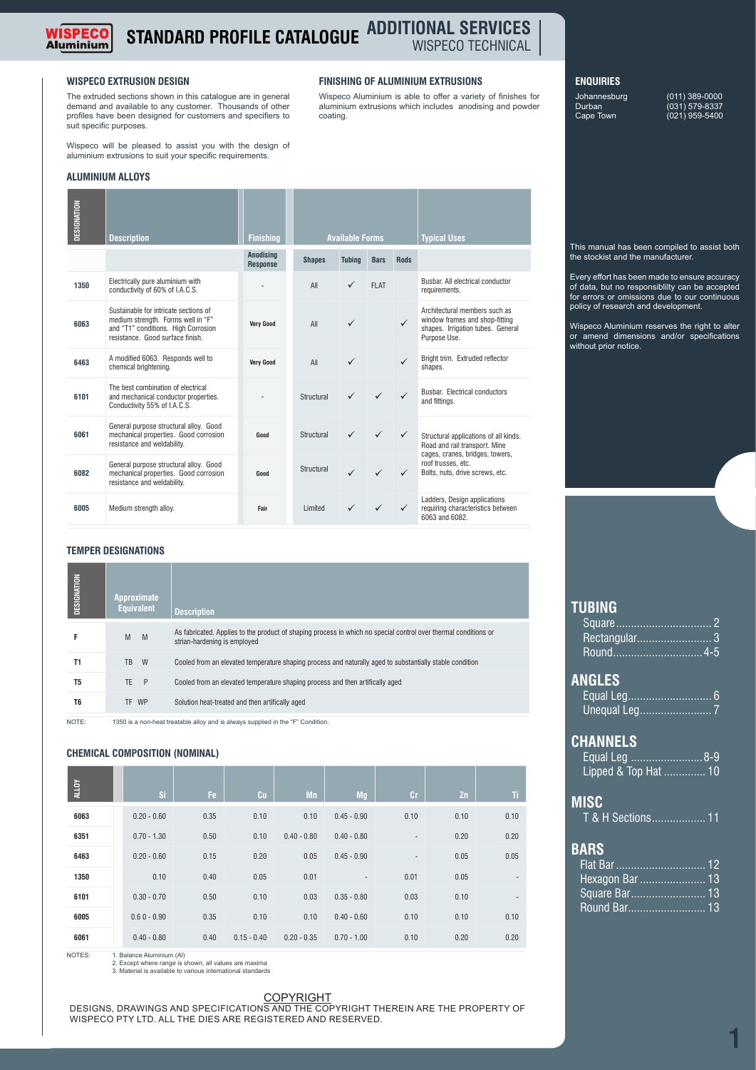# STANDARD PROFILE CATALOGUE

## ADDITIONAL SERVICES
WISPECO TECHNICAL

### WISPECO EXTRUSION DESIGN

The extruded sections shown in this catalogue are in general demand and available to any customer. Thousands of other profiles have been designed for customers and specifiers to suit specific purposes.

Wispeco will be pleased to assist you with the design of aluminium extrusions to suit your specific requirements.

### FINISHING OF ALUMINIUM EXTRUSIONS

Wispeco Aluminium is able to offer a variety of finishes for aluminium extrusions which includes anodising and powder coating.

### ALUMINIUM ALLOYS

| DESIGNATION | Description | Finishing | Available Forms | | | | Typical Uses |
|---|---|---|---|---|---|---|---|
| | | Anodising Response | Shapes | Tubing | Bars | Rods | |
| 1350 | Electrically pure aluminium with conductivity of 60% of I.A.C.S. | - | All | ✓ | FLAT | | Busbar. All electrical conductor requirements. |
| 6063 | Sustainable for intricate sections of medium strength. Forms well in "F" and "T1" conditions. High Corrosion resistance. Good surface finish. | Very Good | All | ✓ | | ✓ | Architectural members such as window frames and shop-fitting shapes. Irrigation tubes. General Purpose Use. |
| 6463 | A modified 6063. Responds well to chemical brightening. | Very Good | All | ✓ | | ✓ | Bright trim. Extruded reflector shapes. |
| 6101 | The best combination of electrical and mechanical conductor properties. Conductivity 55% of I.A.C.S. | - | Structural | ✓ | ✓ | ✓ | Busbar. Electrical conductors and fittings. |
| 6061 | General purpose structural alloy. Good mechanical properties. Good corrosion resistance and weldability. | Good | Structural | ✓ | ✓ | ✓ | Structural applications of all kinds. Road and rail transport. Mine cages, cranes, bridges, towers, roof trusses, etc. Bolts, nuts, drive screws, etc. |
| 6082 | General purpose structural alloy. Good mechanical properties. Good corrosion resistance and weldability. | Good | Structural | ✓ | ✓ | ✓ | |
| 6005 | Medium strength alloy. | Fair | Limited | ✓ | ✓ | ✓ | Ladders, Design applications requiring characteristics between 6063 and 6082. |

### TEMPER DESIGNATIONS

| DESIGNATION | Approximate Equivalent | | Description |
|---|---|---|---|
| F | M | M | As fabricated. Applies to the product of shaping process in which no special control over thermal conditions or strian-hardening is employed |
| T1 | TB | W | Cooled from an elevated temperature shaping process and naturally aged to substantially stable condition |
| T5 | TE | P | Cooled from an elevated temperature shaping process and then artifically aged |
| T6 | TF | WP | Solution heat-treated and then artifically aged |

NOTE: 1350 is a non-heat treatable alloy and is always supplied in the "F" Condition.

### CHEMICAL COMPOSITION (NOMINAL)

| ALLOY | Si | Fe | Cu | Mn | Mg | Cr | Zn | Ti |
|---|---|---|---|---|---|---|---|---|
| 6063 | 0.20 - 0.60 | 0.35 | 0.10 | 0.10 | 0.45 - 0.90 | 0.10 | 0.10 | 0.10 |
| 6351 | 0.70 - 1.30 | 0.50 | 0.10 | 0.40 - 0.80 | 0.40 - 0.80 | - | 0.20 | 0.20 |
| 6463 | 0.20 - 0.60 | 0.15 | 0.20 | 0.05 | 0.45 - 0.90 | - | 0.05 | 0.05 |
| 1350 | 0.10 | 0.40 | 0.05 | 0.01 | - | 0.01 | 0.05 | - |
| 6101 | 0.30 - 0.70 | 0.50 | 0.10 | 0.03 | 0.35 - 0.80 | 0.03 | 0.10 | - |
| 6005 | 0.6 0 - 0.90 | 0.35 | 0.10 | 0.10 | 0.40 - 0.60 | 0.10 | 0.10 | 0.10 |
| 6061 | 0.40 - 0.80 | 0.40 | 0.15 - 0.40 | 0.20 - 0.35 | 0.70 - 1.00 | 0.10 | 0.20 | 0.20 |

NOTES:
1. Balance Aluminium (Al)
2. Except where range is shown, all values are maxima
3. Material is available to various international standards

COPYRIGHT

DESIGNS, DRAWINGS AND SPECIFICATIONS AND THE COPYRIGHT THEREIN ARE THE PROPERTY OF WISPECO PTY LTD. ALL THE DIES ARE REGISTERED AND RESERVED.

### ENQUIRIES

| | |
|---|---|
| Johannesburg | (011) 389-0000 |
| Durban | (031) 579-8337 |
| Cape Town | (021) 959-5400 |

This manual has been compiled to assist both the stockist and the manufacturer.

Every effort has been made to ensure accuracy of data, but no responsiblity can be accepted for errors or omissions due to our continuous policy of research and development.

Wispeco Aluminium reserves the right to alter or amend dimensions and/or specifications without prior notice.

## TUBING
- Square .................. 2
- Rectangular .................. 3
- Round .................. 4-5

## ANGLES
- Equal Leg .................. 6
- Unequal Leg .................. 7

## CHANNELS
- Equal Leg .................. 8-9
- Lipped & Top Hat .................. 10

## MISC
- T & H Sections .................. 11

## BARS
- Flat Bar .................. 12
- Hexagon Bar .................. 13
- Square Bar .................. 13
- Round Bar .................. 13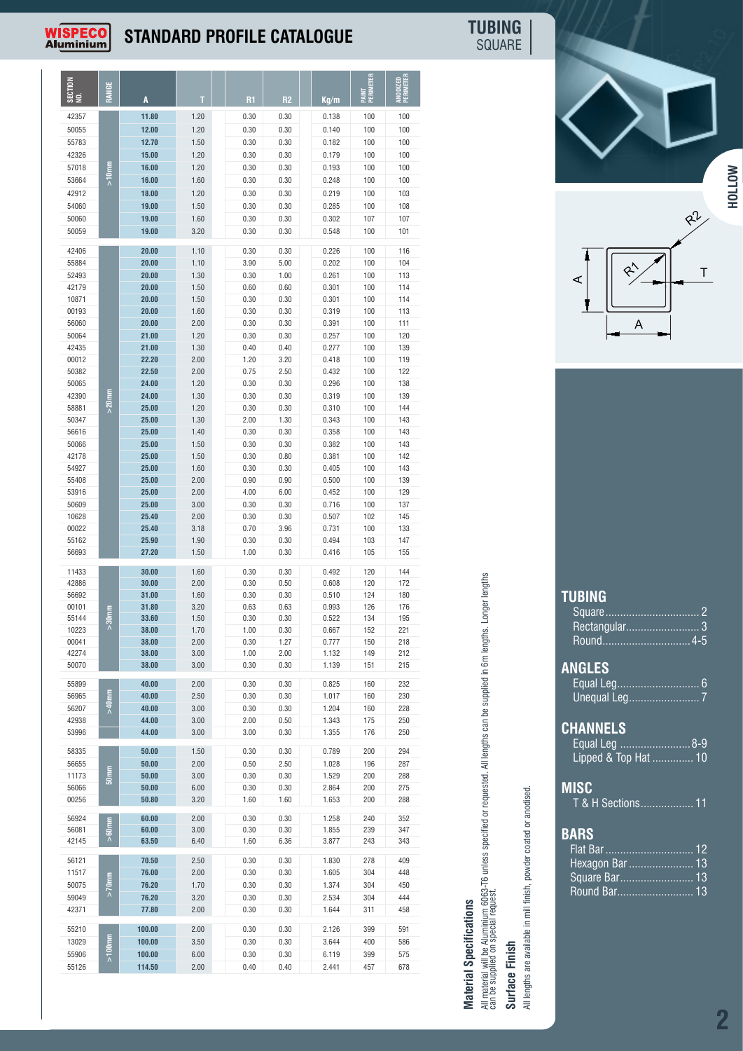# STANDARD PROFILE CATALOGUE

## TUBING SQUARE

| SECTION NO. | RANGE | A | T | R1 | R2 | Kg/m | PAINT PERIMETER | ANODIZED PERIMETER |
|---|---|---|---|---|---|---|---|---|
| 42357 | >10mm | 11.80 | 1.20 | 0.30 | 0.30 | 0.138 | 100 | 100 |
| 50055 | | 12.00 | 1.20 | 0.30 | 0.30 | 0.140 | 100 | 100 |
| 55783 | | 12.70 | 1.50 | 0.30 | 0.30 | 0.182 | 100 | 100 |
| 42326 | | 15.00 | 1.20 | 0.30 | 0.30 | 0.179 | 100 | 100 |
| 57018 | | 16.00 | 1.20 | 0.30 | 0.30 | 0.193 | 100 | 100 |
| 53664 | | 16.00 | 1.60 | 0.30 | 0.30 | 0.248 | 100 | 100 |
| 42912 | | 18.00 | 1.20 | 0.30 | 0.30 | 0.219 | 100 | 103 |
| 54060 | | 19.00 | 1.50 | 0.30 | 0.30 | 0.285 | 100 | 108 |
| 50060 | | 19.00 | 1.60 | 0.30 | 0.30 | 0.302 | 107 | 107 |
| 50059 | | 19.00 | 3.20 | 0.30 | 0.30 | 0.548 | 100 | 101 |
| 42406 | >20mm | 20.00 | 1.10 | 0.30 | 0.30 | 0.226 | 100 | 116 |
| 55884 | | 20.00 | 1.10 | 3.90 | 5.00 | 0.202 | 100 | 104 |
| 52493 | | 20.00 | 1.30 | 0.30 | 1.00 | 0.261 | 100 | 113 |
| 42179 | | 20.00 | 1.50 | 0.60 | 0.60 | 0.301 | 100 | 114 |
| 10871 | | 20.00 | 1.50 | 0.30 | 0.30 | 0.301 | 100 | 114 |
| 00193 | | 20.00 | 1.60 | 0.30 | 0.30 | 0.319 | 100 | 113 |
| 56060 | | 20.00 | 2.00 | 0.30 | 0.30 | 0.391 | 100 | 111 |
| 50064 | | 21.00 | 1.20 | 0.30 | 0.30 | 0.257 | 100 | 120 |
| 42435 | | 21.00 | 1.30 | 0.40 | 0.40 | 0.277 | 100 | 139 |
| 00012 | | 22.20 | 2.00 | 1.20 | 3.20 | 0.418 | 100 | 119 |
| 50382 | | 22.50 | 2.00 | 0.75 | 2.50 | 0.432 | 100 | 122 |
| 50065 | | 24.00 | 1.20 | 0.30 | 0.30 | 0.296 | 100 | 138 |
| 42390 | | 24.00 | 1.30 | 0.30 | 0.30 | 0.319 | 100 | 139 |
| 58881 | | 25.00 | 1.20 | 0.30 | 0.30 | 0.310 | 100 | 144 |
| 50347 | | 25.00 | 1.30 | 2.00 | 1.30 | 0.343 | 100 | 143 |
| 56616 | | 25.00 | 1.40 | 0.30 | 0.30 | 0.358 | 100 | 143 |
| 50066 | | 25.00 | 1.50 | 0.30 | 0.30 | 0.382 | 100 | 143 |
| 42178 | | 25.00 | 1.50 | 0.30 | 0.80 | 0.381 | 100 | 142 |
| 54927 | | 25.00 | 1.60 | 0.30 | 0.30 | 0.405 | 100 | 143 |
| 55408 | | 25.00 | 2.00 | 0.90 | 0.90 | 0.500 | 100 | 139 |
| 53916 | | 25.00 | 2.00 | 4.00 | 6.00 | 0.452 | 100 | 129 |
| 50609 | | 25.00 | 3.00 | 0.30 | 0.30 | 0.716 | 100 | 137 |
| 10628 | | 25.40 | 2.00 | 0.30 | 0.30 | 0.507 | 102 | 145 |
| 00022 | | 25.40 | 3.18 | 0.70 | 3.96 | 0.731 | 100 | 133 |
| 55162 | | 25.90 | 1.90 | 0.30 | 0.30 | 0.494 | 103 | 147 |
| 56693 | | 27.20 | 1.50 | 1.00 | 0.30 | 0.416 | 105 | 155 |
| 11433 | >30mm | 30.00 | 1.60 | 0.30 | 0.30 | 0.492 | 120 | 144 |
| 42886 | | 30.00 | 2.00 | 0.30 | 0.50 | 0.608 | 120 | 172 |
| 56692 | | 31.00 | 1.60 | 0.30 | 0.30 | 0.510 | 124 | 180 |
| 00101 | | 31.80 | 3.20 | 0.63 | 0.63 | 0.993 | 126 | 176 |
| 55144 | | 33.60 | 1.50 | 0.30 | 0.30 | 0.522 | 134 | 195 |
| 10223 | | 38.00 | 1.70 | 1.00 | 0.30 | 0.667 | 152 | 221 |
| 00041 | | 38.00 | 2.00 | 0.30 | 1.27 | 0.777 | 150 | 218 |
| 42274 | | 38.00 | 3.00 | 1.00 | 2.00 | 1.132 | 149 | 212 |
| 50070 | | 38.00 | 3.00 | 0.30 | 0.30 | 1.139 | 151 | 215 |
| 55899 | >40mm | 40.00 | 2.00 | 0.30 | 0.30 | 0.825 | 160 | 232 |
| 56965 | | 40.00 | 2.50 | 0.30 | 0.30 | 1.017 | 160 | 230 |
| 56207 | | 40.00 | 3.00 | 0.30 | 0.30 | 1.204 | 160 | 228 |
| 42938 | | 44.00 | 3.00 | 2.00 | 0.50 | 1.343 | 175 | 250 |
| 53996 | | 44.00 | 3.00 | 3.00 | 0.30 | 1.355 | 176 | 250 |
| 58335 | 50mm | 50.00 | 1.50 | 0.30 | 0.30 | 0.789 | 200 | 294 |
| 56655 | | 50.00 | 2.00 | 0.50 | 2.50 | 1.028 | 196 | 287 |
| 11173 | | 50.00 | 3.00 | 0.30 | 0.30 | 1.529 | 200 | 288 |
| 56066 | | 50.00 | 6.00 | 0.30 | 0.30 | 2.864 | 200 | 275 |
| 00256 | | 50.80 | 3.20 | 1.60 | 1.60 | 1.653 | 200 | 288 |
| 56924 | >60mm | 60.00 | 2.00 | 0.30 | 0.30 | 1.258 | 240 | 352 |
| 56081 | | 60.00 | 3.00 | 0.30 | 0.30 | 1.855 | 239 | 347 |
| 42145 | | 63.50 | 6.40 | 1.60 | 6.36 | 3.877 | 243 | 343 |
| 56121 | >70mm | 70.50 | 2.50 | 0.30 | 0.30 | 1.830 | 278 | 409 |
| 11517 | | 76.00 | 2.00 | 0.30 | 0.30 | 1.605 | 304 | 448 |
| 50075 | | 76.20 | 1.70 | 0.30 | 0.30 | 1.374 | 304 | 450 |
| 59049 | | 76.20 | 3.20 | 0.30 | 0.30 | 2.534 | 304 | 444 |
| 42371 | | 77.80 | 2.00 | 0.30 | 0.30 | 1.644 | 311 | 458 |
| 55210 | >100mm | 100.00 | 2.00 | 0.30 | 0.30 | 2.126 | 399 | 591 |
| 13029 | | 100.00 | 3.50 | 0.30 | 0.30 | 3.644 | 400 | 586 |
| 55906 | | 100.00 | 6.00 | 0.30 | 0.30 | 6.119 | 399 | 575 |
| 55126 | | 114.50 | 2.00 | 0.40 | 0.40 | 2.441 | 457 | 678 |

### Material Specifications

All material will be Aluminium 6063-T6 unless specified or requested. All lengths can be supplied in 6m lengths. Longer lengths can be supplied on special request.

### Surface Finish

All lengths are available in mill finish, powder coated or anodised.

HOLLOW

R2 R1 T A A

## TUBING
- Square ................................ 2
- Rectangular.......................... 3
- Round.............................. 4-5

## ANGLES
- Equal Leg............................ 6
- Unequal Leg......................... 7

## CHANNELS
- Equal Leg ........................ 8-9
- Lipped & Top Hat .............. 10

## MISC
- T & H Sections.................. 11

## BARS
- Flat Bar .............................. 12
- Hexagon Bar ....................... 13
- Square Bar.......................... 13
- Round Bar........................... 13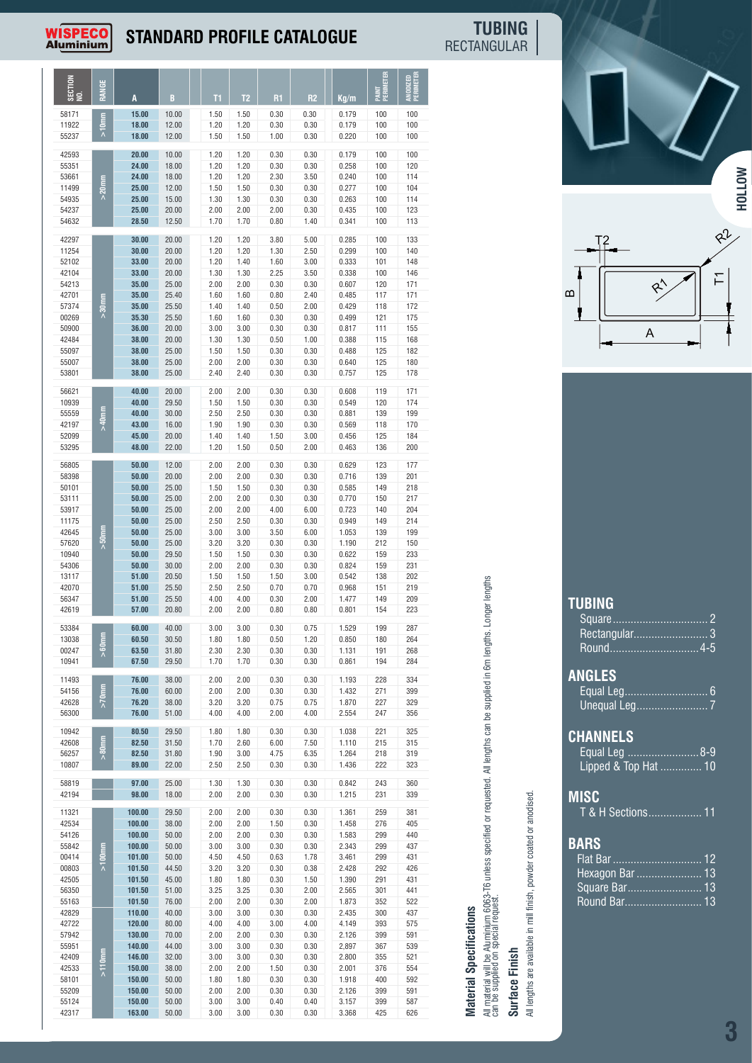# STANDARD PROFILE CATALOGUE

## TUBING RECTANGULAR

| SECTION NO. | RANGE | A | B | T1 | T2 | R1 | R2 | Kg/m | PAINT PERIMETER | ANODIZED PERIMETER |
|---|---|---|---|---|---|---|---|---|---|---|
| 58171 | >10mm | 15.00 | 10.00 | 1.50 | 1.50 | 0.30 | 0.30 | 0.179 | 100 | 100 |
| 11922 | | 18.00 | 12.00 | 1.20 | 1.20 | 0.30 | 0.30 | 0.179 | 100 | 100 |
| 55237 | | 18.00 | 12.00 | 1.50 | 1.50 | 1.00 | 0.30 | 0.220 | 100 | 100 |
| 42593 | >20mm | 20.00 | 10.00 | 1.20 | 1.20 | 0.30 | 0.30 | 0.179 | 100 | 100 |
| 55351 | | 24.00 | 18.00 | 1.20 | 1.20 | 0.30 | 0.30 | 0.258 | 100 | 120 |
| 53661 | | 24.00 | 18.00 | 1.20 | 1.20 | 2.30 | 3.50 | 0.240 | 100 | 114 |
| 11499 | | 25.00 | 12.00 | 1.50 | 1.50 | 0.30 | 0.30 | 0.277 | 100 | 104 |
| 54935 | | 25.00 | 15.00 | 1.30 | 1.30 | 0.30 | 0.30 | 0.263 | 100 | 114 |
| 54237 | | 25.00 | 20.00 | 2.00 | 2.00 | 2.00 | 0.30 | 0.435 | 100 | 123 |
| 54632 | | 28.50 | 12.50 | 1.70 | 1.70 | 0.80 | 1.40 | 0.341 | 100 | 113 |
| 42297 | >30mm | 30.00 | 20.00 | 1.20 | 1.20 | 3.80 | 5.00 | 0.285 | 100 | 133 |
| 11254 | | 30.00 | 20.00 | 1.20 | 1.20 | 1.30 | 2.50 | 0.299 | 100 | 140 |
| 52102 | | 33.00 | 20.00 | 1.20 | 1.40 | 1.60 | 3.00 | 0.333 | 101 | 148 |
| 42104 | | 33.00 | 20.00 | 1.30 | 1.30 | 2.25 | 3.50 | 0.338 | 100 | 146 |
| 54213 | | 35.00 | 25.00 | 2.00 | 2.00 | 0.30 | 0.30 | 0.607 | 120 | 171 |
| 42701 | | 35.00 | 25.40 | 1.60 | 1.60 | 0.80 | 2.40 | 0.485 | 117 | 171 |
| 57374 | | 35.00 | 25.50 | 1.40 | 1.40 | 0.50 | 2.00 | 0.429 | 118 | 172 |
| 00269 | | 35.30 | 25.50 | 1.60 | 1.60 | 0.30 | 0.30 | 0.499 | 121 | 175 |
| 50900 | | 36.00 | 20.00 | 3.00 | 3.00 | 0.30 | 0.30 | 0.817 | 111 | 155 |
| 42484 | | 38.00 | 20.00 | 1.30 | 1.30 | 0.50 | 1.00 | 0.388 | 115 | 168 |
| 55097 | | 38.00 | 25.00 | 1.50 | 1.50 | 0.30 | 0.30 | 0.488 | 125 | 182 |
| 55007 | | 38.00 | 25.00 | 2.00 | 2.00 | 0.30 | 0.30 | 0.640 | 125 | 180 |
| 53801 | | 38.00 | 25.00 | 2.40 | 2.40 | 0.30 | 0.30 | 0.757 | 125 | 178 |
| 56621 | >40mm | 40.00 | 20.00 | 2.00 | 2.00 | 0.30 | 0.30 | 0.608 | 119 | 171 |
| 10939 | | 40.00 | 29.50 | 1.50 | 1.50 | 0.30 | 0.30 | 0.549 | 120 | 174 |
| 55559 | | 40.00 | 30.00 | 2.50 | 2.50 | 0.30 | 0.30 | 0.881 | 139 | 199 |
| 42197 | | 43.00 | 16.00 | 1.90 | 1.90 | 0.30 | 0.30 | 0.569 | 118 | 170 |
| 52099 | | 45.00 | 20.00 | 1.40 | 1.40 | 1.50 | 3.00 | 0.456 | 125 | 184 |
| 53295 | | 48.00 | 22.00 | 1.20 | 1.50 | 0.50 | 2.00 | 0.463 | 136 | 200 |
| 56805 | >50mm | 50.00 | 12.00 | 2.00 | 2.00 | 0.30 | 0.30 | 0.629 | 123 | 177 |
| 58398 | | 50.00 | 20.00 | 2.00 | 2.00 | 0.30 | 0.30 | 0.716 | 139 | 201 |
| 50101 | | 50.00 | 25.00 | 1.50 | 1.50 | 0.30 | 0.30 | 0.585 | 149 | 218 |
| 53111 | | 50.00 | 25.00 | 2.00 | 2.00 | 0.30 | 0.30 | 0.770 | 150 | 217 |
| 53917 | | 50.00 | 25.00 | 2.00 | 2.00 | 4.00 | 6.00 | 0.723 | 140 | 204 |
| 11175 | | 50.00 | 25.00 | 2.50 | 2.50 | 0.30 | 0.30 | 0.949 | 149 | 214 |
| 42645 | | 50.00 | 25.00 | 3.00 | 3.00 | 3.50 | 6.00 | 1.053 | 139 | 199 |
| 57620 | | 50.00 | 25.00 | 3.20 | 3.20 | 0.30 | 0.30 | 1.190 | 212 | 150 |
| 10940 | | 50.00 | 29.50 | 1.50 | 1.50 | 0.30 | 0.30 | 0.622 | 159 | 233 |
| 54306 | | 50.00 | 30.00 | 2.00 | 2.00 | 0.30 | 0.30 | 0.824 | 159 | 231 |
| 13117 | | 51.00 | 20.50 | 1.50 | 1.50 | 1.50 | 3.00 | 0.542 | 138 | 202 |
| 42070 | | 51.00 | 25.50 | 2.50 | 2.50 | 0.70 | 0.70 | 0.968 | 151 | 219 |
| 56347 | | 51.00 | 25.50 | 4.00 | 4.00 | 0.30 | 2.00 | 1.477 | 149 | 209 |
| 42619 | | 57.00 | 20.80 | 2.00 | 2.00 | 0.80 | 0.80 | 0.801 | 154 | 223 |
| 53384 | >60mm | 60.00 | 40.00 | 3.00 | 3.00 | 0.30 | 0.75 | 1.529 | 199 | 287 |
| 13038 | | 60.50 | 30.50 | 1.80 | 1.80 | 0.50 | 1.20 | 0.850 | 180 | 264 |
| 00247 | | 63.50 | 31.80 | 2.30 | 2.30 | 0.30 | 0.30 | 1.131 | 191 | 268 |
| 10941 | | 67.50 | 29.50 | 1.70 | 1.70 | 0.30 | 0.30 | 0.861 | 194 | 284 |
| 11493 | >70mm | 76.00 | 38.00 | 2.00 | 2.00 | 0.30 | 0.30 | 1.193 | 228 | 334 |
| 54156 | | 76.00 | 60.00 | 2.00 | 2.00 | 0.30 | 0.30 | 1.432 | 271 | 399 |
| 42628 | | 76.20 | 38.00 | 3.20 | 3.20 | 0.75 | 0.75 | 1.870 | 227 | 329 |
| 56300 | | 76.00 | 51.00 | 4.00 | 4.00 | 2.00 | 4.00 | 2.554 | 247 | 356 |
| 10942 | >80mm | 80.50 | 29.50 | 1.80 | 1.80 | 0.30 | 0.30 | 1.038 | 221 | 325 |
| 42608 | | 82.50 | 31.50 | 1.70 | 2.60 | 6.00 | 7.50 | 1.110 | 215 | 315 |
| 56257 | | 82.50 | 31.80 | 1.90 | 3.00 | 4.75 | 6.35 | 1.264 | 218 | 319 |
| 10807 | | 89.00 | 22.00 | 2.50 | 2.50 | 0.30 | 0.30 | 1.436 | 222 | 323 |
| 58819 | | 97.00 | 25.00 | 1.30 | 1.30 | 0.30 | 0.30 | 0.842 | 243 | 360 |
| 42194 | | 98.00 | 18.00 | 2.00 | 2.00 | 0.30 | 0.30 | 1.215 | 231 | 339 |
| 11321 | >100mm | 100.00 | 29.50 | 2.00 | 2.00 | 0.30 | 0.30 | 1.361 | 259 | 381 |
| 42534 | | 100.00 | 38.00 | 2.00 | 2.00 | 1.50 | 0.30 | 1.458 | 276 | 405 |
| 54126 | | 100.00 | 50.00 | 2.00 | 2.00 | 0.30 | 0.30 | 1.583 | 299 | 440 |
| 55842 | | 100.00 | 50.00 | 3.00 | 3.00 | 0.30 | 0.30 | 2.343 | 299 | 437 |
| 00414 | | 101.00 | 50.00 | 4.50 | 4.50 | 0.63 | 1.78 | 3.461 | 299 | 431 |
| 00803 | | 101.50 | 44.50 | 3.20 | 3.20 | 0.30 | 0.38 | 2.428 | 292 | 426 |
| 42505 | | 101.50 | 45.00 | 1.80 | 1.80 | 0.30 | 1.50 | 1.390 | 291 | 431 |
| 56350 | | 101.50 | 51.00 | 3.25 | 3.25 | 0.30 | 2.00 | 2.565 | 301 | 441 |
| 55163 | | 101.50 | 76.00 | 2.00 | 2.00 | 0.30 | 2.00 | 1.873 | 352 | 522 |
| 42829 | >110mm | 110.00 | 40.00 | 3.00 | 3.00 | 0.30 | 0.30 | 2.435 | 300 | 437 |
| 42722 | | 120.00 | 80.00 | 4.00 | 4.00 | 3.00 | 4.00 | 4.149 | 393 | 575 |
| 57942 | | 130.00 | 70.00 | 2.00 | 2.00 | 0.30 | 0.30 | 2.126 | 399 | 591 |
| 55951 | | 140.00 | 44.00 | 3.00 | 3.00 | 0.30 | 0.30 | 2.897 | 367 | 539 |
| 42409 | | 146.00 | 32.00 | 3.00 | 3.00 | 0.30 | 0.30 | 2.800 | 355 | 521 |
| 42533 | | 150.00 | 38.00 | 2.00 | 2.00 | 1.50 | 0.30 | 2.001 | 376 | 554 |
| 58101 | | 150.00 | 50.00 | 1.80 | 1.80 | 0.30 | 0.30 | 1.918 | 400 | 592 |
| 55209 | | 150.00 | 50.00 | 2.00 | 2.00 | 0.30 | 0.30 | 2.126 | 399 | 591 |
| 55124 | | 150.00 | 50.00 | 3.00 | 3.00 | 0.40 | 0.40 | 3.157 | 399 | 587 |
| 42317 | | 163.00 | 50.00 | 3.00 | 3.00 | 0.30 | 0.30 | 3.368 | 425 | 626 |

### Material Specifications

All material will be Aluminium 6063-T6 unless specified or requested. All lengths can be supplied in 6m lengths. Longer lengths can be supplied on special request.

### Surface Finish

All lengths are available in mill finish, powder coated or anodised.

HOLLOW

### TUBING
- Square ........ 2
- Rectangular ........ 3
- Round ........ 4-5

### ANGLES
- Equal Leg ........ 6
- Unequal Leg ........ 7

### CHANNELS
- Equal Leg ........ 8-9
- Lipped & Top Hat ........ 10

### MISC
- T & H Sections ........ 11

### BARS
- Flat Bar ........ 12
- Hexagon Bar ........ 13
- Square Bar ........ 13
- Round Bar ........ 13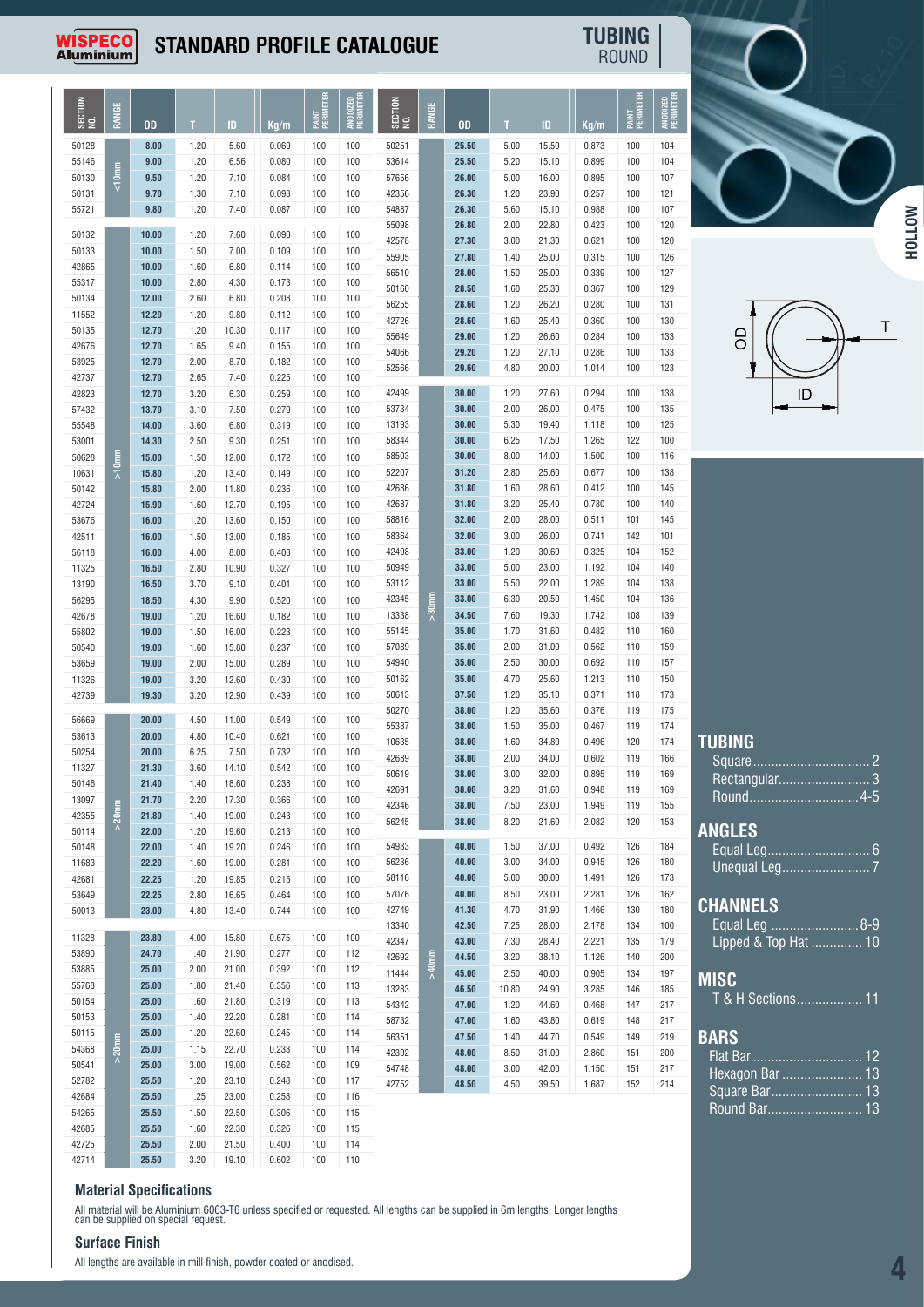# WISPECO Aluminium — STANDARD PROFILE CATALOGUE

## TUBING — ROUND

| SECTION NO. | RANGE | OD | T | ID | Kg/m | PAINT PERIMETER | ANODIZED PERIMETER |
|---|---|---|---|---|---|---|---|
| 50128 | <10mm | 8.00 | 1.20 | 5.60 | 0.069 | 100 | 100 |
| 55146 | <10mm | 9.00 | 1.20 | 6.56 | 0.080 | 100 | 100 |
| 50130 | <10mm | 9.50 | 1.20 | 7.10 | 0.084 | 100 | 100 |
| 50131 | <10mm | 9.70 | 1.30 | 7.10 | 0.093 | 100 | 100 |
| 55721 | <10mm | 9.80 | 1.20 | 7.40 | 0.087 | 100 | 100 |
| 50132 | >10mm | 10.00 | 1.20 | 7.60 | 0.090 | 100 | 100 |
| 50133 | >10mm | 10.00 | 1.50 | 7.00 | 0.109 | 100 | 100 |
| 42865 | >10mm | 10.00 | 1.60 | 6.80 | 0.114 | 100 | 100 |
| 55317 | >10mm | 10.00 | 2.80 | 4.30 | 0.173 | 100 | 100 |
| 50134 | >10mm | 12.00 | 2.60 | 6.80 | 0.208 | 100 | 100 |
| 11552 | >10mm | 12.20 | 1.20 | 9.80 | 0.112 | 100 | 100 |
| 50135 | >10mm | 12.70 | 1.20 | 10.30 | 0.117 | 100 | 100 |
| 42676 | >10mm | 12.70 | 1.65 | 9.40 | 0.155 | 100 | 100 |
| 53925 | >10mm | 12.70 | 2.00 | 8.70 | 0.182 | 100 | 100 |
| 42737 | >10mm | 12.70 | 2.65 | 7.40 | 0.225 | 100 | 100 |
| 42823 | >10mm | 12.70 | 3.20 | 6.30 | 0.259 | 100 | 100 |
| 57432 | >10mm | 13.70 | 3.10 | 7.50 | 0.279 | 100 | 100 |
| 55548 | >10mm | 14.00 | 3.60 | 6.80 | 0.319 | 100 | 100 |
| 53001 | >10mm | 14.30 | 2.50 | 9.30 | 0.251 | 100 | 100 |
| 50628 | >10mm | 15.00 | 1.50 | 12.00 | 0.172 | 100 | 100 |
| 10631 | >10mm | 15.80 | 1.20 | 13.40 | 0.149 | 100 | 100 |
| 50142 | >10mm | 15.80 | 2.00 | 11.80 | 0.236 | 100 | 100 |
| 42724 | >10mm | 15.90 | 1.60 | 12.70 | 0.195 | 100 | 100 |
| 53676 | >10mm | 16.00 | 1.20 | 13.60 | 0.150 | 100 | 100 |
| 42511 | >10mm | 16.00 | 1.50 | 13.00 | 0.185 | 100 | 100 |
| 56118 | >10mm | 16.00 | 4.00 | 8.00 | 0.408 | 100 | 100 |
| 11325 | >10mm | 16.50 | 2.80 | 10.90 | 0.327 | 100 | 100 |
| 13190 | >10mm | 16.50 | 3.70 | 9.10 | 0.401 | 100 | 100 |
| 56295 | >10mm | 18.50 | 4.30 | 9.90 | 0.520 | 100 | 100 |
| 42678 | >10mm | 19.00 | 1.20 | 16.60 | 0.182 | 100 | 100 |
| 55802 | >10mm | 19.00 | 1.50 | 16.00 | 0.223 | 100 | 100 |
| 50540 | >10mm | 19.00 | 1.60 | 15.80 | 0.237 | 100 | 100 |
| 53659 | >10mm | 19.00 | 2.00 | 15.00 | 0.289 | 100 | 100 |
| 11326 | >10mm | 19.00 | 3.20 | 12.60 | 0.430 | 100 | 100 |
| 42739 | >10mm | 19.30 | 3.20 | 12.90 | 0.439 | 100 | 100 |
| 56669 | >20mm | 20.00 | 4.50 | 11.00 | 0.549 | 100 | 100 |
| 53613 | >20mm | 20.00 | 4.80 | 10.40 | 0.621 | 100 | 100 |
| 50254 | >20mm | 20.00 | 6.25 | 7.50 | 0.732 | 100 | 100 |
| 11327 | >20mm | 21.30 | 3.60 | 14.10 | 0.542 | 100 | 100 |
| 50146 | >20mm | 21.40 | 1.40 | 18.60 | 0.238 | 100 | 100 |
| 13097 | >20mm | 21.70 | 2.20 | 17.30 | 0.366 | 100 | 100 |
| 42355 | >20mm | 21.80 | 1.40 | 19.00 | 0.243 | 100 | 100 |
| 50114 | >20mm | 22.00 | 1.20 | 19.60 | 0.213 | 100 | 100 |
| 50148 | >20mm | 22.00 | 1.40 | 19.20 | 0.246 | 100 | 100 |
| 11683 | >20mm | 22.20 | 1.60 | 19.00 | 0.281 | 100 | 100 |
| 42681 | >20mm | 22.25 | 1.20 | 19.85 | 0.215 | 100 | 100 |
| 53649 | >20mm | 22.25 | 2.80 | 16.65 | 0.464 | 100 | 100 |
| 50013 | >20mm | 23.00 | 4.80 | 13.40 | 0.744 | 100 | 100 |
| 11328 | >20mm | 23.80 | 4.00 | 15.80 | 0.675 | 100 | 100 |
| 53890 | >20mm | 24.70 | 1.40 | 21.90 | 0.277 | 100 | 112 |
| 53885 | >20mm | 25.00 | 2.00 | 21.00 | 0.392 | 100 | 112 |
| 55768 | >20mm | 25.00 | 1.80 | 21.40 | 0.356 | 100 | 113 |
| 50154 | >20mm | 25.00 | 1.60 | 21.80 | 0.319 | 100 | 113 |
| 50153 | >20mm | 25.00 | 1.40 | 22.20 | 0.281 | 100 | 114 |
| 50115 | >20mm | 25.00 | 1.20 | 22.60 | 0.245 | 100 | 114 |
| 54368 | >20mm | 25.00 | 1.15 | 22.70 | 0.233 | 100 | 114 |
| 50541 | >20mm | 25.00 | 3.00 | 19.00 | 0.562 | 100 | 109 |
| 52782 | >20mm | 25.50 | 1.20 | 23.10 | 0.248 | 100 | 117 |
| 42684 | >20mm | 25.50 | 1.25 | 23.00 | 0.258 | 100 | 116 |
| 54265 | >20mm | 25.50 | 1.50 | 22.50 | 0.306 | 100 | 115 |
| 42685 | >20mm | 25.50 | 1.60 | 22.30 | 0.326 | 100 | 115 |
| 42725 | >20mm | 25.50 | 2.00 | 21.50 | 0.400 | 100 | 114 |
| 42714 | >20mm | 25.50 | 3.20 | 19.10 | 0.602 | 100 | 110 |
| 50251 | >20mm | 25.50 | 5.00 | 15.50 | 0.873 | 100 | 104 |
| 53614 | >20mm | 25.50 | 5.20 | 15.10 | 0.899 | 100 | 104 |
| 57656 | >20mm | 26.00 | 5.00 | 16.00 | 0.895 | 100 | 107 |
| 42356 | >20mm | 26.30 | 1.20 | 23.90 | 0.257 | 100 | 121 |
| 54887 | >20mm | 26.30 | 5.60 | 15.10 | 0.988 | 100 | 107 |
| 55098 | >20mm | 26.80 | 2.00 | 22.80 | 0.423 | 100 | 120 |
| 42578 | >20mm | 27.30 | 3.00 | 21.30 | 0.621 | 100 | 120 |
| 55905 | >20mm | 27.80 | 1.40 | 25.00 | 0.315 | 100 | 126 |
| 56510 | >20mm | 28.00 | 1.50 | 25.00 | 0.339 | 100 | 127 |
| 50160 | >20mm | 28.50 | 1.60 | 25.30 | 0.367 | 100 | 129 |
| 56255 | >20mm | 28.60 | 1.20 | 26.20 | 0.280 | 100 | 131 |
| 42726 | >20mm | 28.60 | 1.60 | 25.40 | 0.360 | 100 | 130 |
| 55649 | >20mm | 29.00 | 1.20 | 26.60 | 0.284 | 100 | 133 |
| 54066 | >20mm | 29.20 | 1.20 | 27.10 | 0.286 | 100 | 133 |
| 52566 | >20mm | 29.60 | 4.80 | 20.00 | 1.014 | 100 | 123 |
| 42499 | >30mm | 30.00 | 1.20 | 27.60 | 0.294 | 100 | 138 |
| 53734 | >30mm | 30.00 | 2.00 | 26.00 | 0.475 | 100 | 135 |
| 13193 | >30mm | 30.00 | 5.30 | 19.40 | 1.118 | 100 | 125 |
| 58344 | >30mm | 30.00 | 6.25 | 17.50 | 1.265 | 122 | 100 |
| 58503 | >30mm | 30.00 | 8.00 | 14.00 | 1.500 | 100 | 116 |
| 52207 | >30mm | 31.20 | 2.80 | 25.60 | 0.677 | 100 | 138 |
| 42686 | >30mm | 31.80 | 1.60 | 28.60 | 0.412 | 100 | 145 |
| 42687 | >30mm | 31.80 | 3.20 | 25.40 | 0.780 | 100 | 140 |
| 58816 | >30mm | 32.00 | 2.00 | 28.00 | 0.511 | 101 | 145 |
| 58364 | >30mm | 32.00 | 3.00 | 26.00 | 0.741 | 142 | 101 |
| 42498 | >30mm | 33.00 | 1.20 | 30.60 | 0.325 | 104 | 152 |
| 50949 | >30mm | 33.00 | 5.00 | 23.00 | 1.192 | 104 | 140 |
| 53112 | >30mm | 33.00 | 5.50 | 22.00 | 1.289 | 104 | 138 |
| 42345 | >30mm | 33.00 | 6.30 | 20.50 | 1.450 | 104 | 136 |
| 13338 | >30mm | 34.50 | 7.60 | 19.30 | 1.742 | 108 | 139 |
| 55145 | >30mm | 35.00 | 1.70 | 31.60 | 0.482 | 110 | 160 |
| 57089 | >30mm | 35.00 | 2.00 | 31.00 | 0.562 | 110 | 159 |
| 54940 | >30mm | 35.00 | 2.50 | 30.00 | 0.692 | 110 | 157 |
| 50162 | >30mm | 35.00 | 4.70 | 25.60 | 1.213 | 110 | 150 |
| 50613 | >30mm | 37.50 | 1.20 | 35.10 | 0.371 | 118 | 173 |
| 50270 | >30mm | 38.00 | 1.20 | 35.60 | 0.376 | 119 | 175 |
| 55387 | >30mm | 38.00 | 1.50 | 35.00 | 0.467 | 119 | 174 |
| 10635 | >30mm | 38.00 | 1.60 | 34.80 | 0.496 | 120 | 174 |
| 42689 | >30mm | 38.00 | 2.00 | 34.00 | 0.602 | 119 | 166 |
| 50619 | >30mm | 38.00 | 3.00 | 32.00 | 0.895 | 119 | 169 |
| 42691 | >30mm | 38.00 | 3.20 | 31.60 | 0.948 | 119 | 169 |
| 42346 | >30mm | 38.00 | 7.50 | 23.00 | 1.949 | 119 | 155 |
| 56245 | >30mm | 38.00 | 8.20 | 21.60 | 2.082 | 120 | 153 |
| 54933 | >40mm | 40.00 | 1.50 | 37.00 | 0.492 | 126 | 184 |
| 56236 | >40mm | 40.00 | 3.00 | 34.00 | 0.945 | 126 | 180 |
| 58116 | >40mm | 40.00 | 5.00 | 30.00 | 1.491 | 126 | 173 |
| 57076 | >40mm | 40.00 | 8.50 | 23.00 | 2.281 | 126 | 162 |
| 42749 | >40mm | 41.30 | 4.70 | 31.90 | 1.466 | 130 | 180 |
| 13340 | >40mm | 42.50 | 7.25 | 28.00 | 2.178 | 134 | 100 |
| 42347 | >40mm | 43.00 | 7.30 | 28.40 | 2.221 | 135 | 179 |
| 42692 | >40mm | 44.50 | 3.20 | 38.10 | 1.126 | 140 | 200 |
| 11444 | >40mm | 45.00 | 2.50 | 40.00 | 0.905 | 134 | 197 |
| 13283 | >40mm | 46.50 | 10.80 | 24.90 | 3.285 | 146 | 185 |
| 54342 | >40mm | 47.00 | 1.20 | 44.60 | 0.468 | 147 | 217 |
| 58732 | >40mm | 47.00 | 1.60 | 43.80 | 0.619 | 148 | 217 |
| 56351 | >40mm | 47.50 | 1.40 | 44.70 | 0.549 | 149 | 219 |
| 42302 | >40mm | 48.00 | 8.50 | 31.00 | 2.860 | 151 | 200 |
| 54748 | >40mm | 48.00 | 3.00 | 42.00 | 1.150 | 151 | 217 |
| 42752 | >40mm | 48.50 | 4.50 | 39.50 | 1.687 | 152 | 214 |

OD, T, ID

HOLLOW

### Material Specifications

All material will be Aluminium 6063-T6 unless specified or requested. All lengths can be supplied in 6m lengths. Longer lengths can be supplied on special request.

### Surface Finish

All lengths are available in mill finish, powder coated or anodised.

## TUBING
- Square ............................... 2
- Rectangular......................... 3
- Round............................. 4-5

## ANGLES
- Equal Leg............................ 6
- Unequal Leg........................ 7

## CHANNELS
- Equal Leg ........................ 8-9
- Lipped & Top Hat .............. 10

## MISC
- T & H Sections.................. 11

## BARS
- Flat Bar .............................. 12
- Hexagon Bar ....................... 13
- Square Bar.......................... 13
- Round Bar........................... 13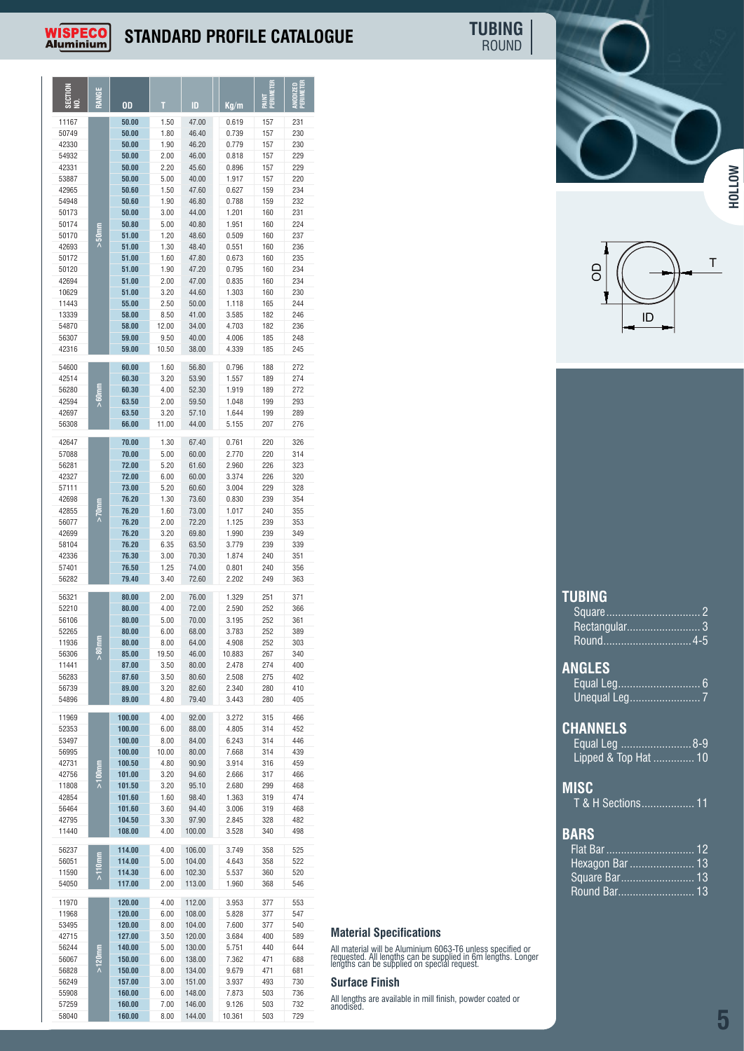# TUBING ROUND

| SECTION NO. | RANGE | OD | T | ID | Kg/m | PAINT PERIMETER | ANODIZED PERIMETER |
|---|---|---|---|---|---|---|---|
| 11167 | >50mm | 50.00 | 1.50 | 47.00 | 0.619 | 157 | 231 |
| 50749 | | 50.00 | 1.80 | 46.40 | 0.739 | 157 | 230 |
| 42330 | | 50.00 | 1.90 | 46.20 | 0.779 | 157 | 230 |
| 54932 | | 50.00 | 2.00 | 46.00 | 0.818 | 157 | 229 |
| 42331 | | 50.00 | 2.20 | 45.60 | 0.896 | 157 | 229 |
| 53887 | | 50.00 | 5.00 | 40.00 | 1.917 | 157 | 220 |
| 42965 | | 50.60 | 1.50 | 47.60 | 0.627 | 159 | 234 |
| 54948 | | 50.60 | 1.90 | 46.80 | 0.788 | 159 | 232 |
| 50173 | | 50.00 | 3.00 | 44.00 | 1.201 | 160 | 231 |
| 50174 | | 50.80 | 5.00 | 40.80 | 1.951 | 160 | 224 |
| 50170 | | 51.00 | 1.20 | 48.60 | 0.509 | 160 | 237 |
| 42693 | | 51.00 | 1.30 | 48.40 | 0.551 | 160 | 236 |
| 50172 | | 51.00 | 1.60 | 47.80 | 0.673 | 160 | 235 |
| 50120 | | 51.00 | 1.90 | 47.20 | 0.795 | 160 | 234 |
| 42694 | | 51.00 | 2.00 | 47.00 | 0.835 | 160 | 234 |
| 10629 | | 51.00 | 3.20 | 44.60 | 1.303 | 160 | 230 |
| 11443 | | 55.00 | 2.50 | 50.00 | 1.118 | 165 | 244 |
| 13339 | | 58.00 | 8.50 | 41.00 | 3.585 | 182 | 246 |
| 54870 | | 58.00 | 12.00 | 34.00 | 4.703 | 182 | 236 |
| 56307 | | 59.00 | 9.50 | 40.00 | 4.006 | 185 | 248 |
| 42316 | | 59.00 | 10.50 | 38.00 | 4.339 | 185 | 245 |
| 54600 | >60mm | 60.00 | 1.60 | 56.80 | 0.796 | 188 | 272 |
| 42514 | | 60.30 | 3.20 | 53.90 | 1.557 | 189 | 274 |
| 56280 | | 60.30 | 4.00 | 52.30 | 1.919 | 189 | 272 |
| 42594 | | 63.50 | 2.00 | 59.50 | 1.048 | 199 | 293 |
| 42697 | | 63.50 | 3.20 | 57.10 | 1.644 | 199 | 289 |
| 56308 | | 66.00 | 11.00 | 44.00 | 5.155 | 207 | 276 |
| 42647 | >70mm | 70.00 | 1.30 | 67.40 | 0.761 | 220 | 326 |
| 57088 | | 70.00 | 5.00 | 60.00 | 2.770 | 220 | 314 |
| 56281 | | 72.00 | 5.20 | 61.60 | 2.960 | 226 | 323 |
| 42327 | | 72.00 | 6.00 | 60.00 | 3.374 | 226 | 320 |
| 57111 | | 73.00 | 5.20 | 60.60 | 3.004 | 229 | 328 |
| 42698 | | 76.20 | 1.30 | 73.60 | 0.830 | 239 | 354 |
| 42855 | | 76.20 | 1.60 | 73.00 | 1.017 | 240 | 355 |
| 56077 | | 76.20 | 2.00 | 72.20 | 1.125 | 239 | 353 |
| 42699 | | 76.20 | 3.20 | 69.80 | 1.990 | 239 | 349 |
| 58104 | | 76.20 | 6.35 | 63.50 | 3.779 | 239 | 339 |
| 42336 | | 76.30 | 3.00 | 70.30 | 1.874 | 240 | 351 |
| 57401 | | 76.50 | 1.25 | 74.00 | 0.801 | 240 | 356 |
| 56282 | | 79.40 | 3.40 | 72.60 | 2.202 | 249 | 363 |
| 56321 | >80mm | 80.00 | 2.00 | 76.00 | 1.329 | 251 | 371 |
| 52210 | | 80.00 | 4.00 | 72.00 | 2.590 | 252 | 366 |
| 56106 | | 80.00 | 5.00 | 70.00 | 3.195 | 252 | 361 |
| 52265 | | 80.00 | 6.00 | 68.00 | 3.783 | 252 | 389 |
| 11936 | | 80.00 | 8.00 | 64.00 | 4.908 | 252 | 303 |
| 56306 | | 85.00 | 19.50 | 46.00 | 10.883 | 267 | 340 |
| 11441 | | 87.00 | 3.50 | 80.00 | 2.478 | 274 | 400 |
| 56283 | | 87.60 | 3.50 | 80.60 | 2.508 | 275 | 402 |
| 56739 | | 89.00 | 3.20 | 82.60 | 2.340 | 280 | 410 |
| 54896 | | 89.00 | 4.80 | 79.40 | 3.443 | 280 | 405 |
| 11969 | >100mm | 100.00 | 4.00 | 92.00 | 3.272 | 315 | 466 |
| 52353 | | 100.00 | 6.00 | 88.00 | 4.805 | 314 | 452 |
| 53497 | | 100.00 | 8.00 | 84.00 | 6.243 | 314 | 446 |
| 56995 | | 100.00 | 10.00 | 80.00 | 7.668 | 314 | 439 |
| 42731 | | 100.50 | 4.80 | 90.90 | 3.914 | 316 | 459 |
| 42756 | | 101.00 | 3.20 | 94.60 | 2.666 | 317 | 466 |
| 11808 | | 101.50 | 3.20 | 95.10 | 2.680 | 299 | 468 |
| 42854 | | 101.60 | 1.60 | 98.40 | 1.363 | 319 | 474 |
| 56464 | | 101.60 | 3.60 | 94.40 | 3.006 | 319 | 468 |
| 42795 | | 104.50 | 3.30 | 97.90 | 2.845 | 328 | 482 |
| 11440 | | 108.00 | 4.00 | 100.00 | 3.528 | 340 | 498 |
| 56237 | >110mm | 114.00 | 4.00 | 106.00 | 3.749 | 358 | 525 |
| 56051 | | 114.00 | 5.00 | 104.00 | 4.643 | 358 | 522 |
| 11590 | | 114.30 | 6.00 | 102.30 | 5.537 | 360 | 520 |
| 54050 | | 117.00 | 2.00 | 113.00 | 1.960 | 368 | 546 |
| 11970 | >120mm | 120.00 | 4.00 | 112.00 | 3.953 | 377 | 553 |
| 11968 | | 120.00 | 6.00 | 108.00 | 5.828 | 377 | 547 |
| 53495 | | 120.00 | 8.00 | 104.00 | 7.600 | 377 | 540 |
| 42715 | | 127.00 | 3.50 | 120.00 | 3.684 | 400 | 589 |
| 56244 | | 140.00 | 5.00 | 130.00 | 5.751 | 440 | 644 |
| 56067 | | 150.00 | 6.00 | 138.00 | 7.362 | 471 | 688 |
| 56828 | | 150.00 | 8.00 | 134.00 | 9.679 | 471 | 681 |
| 56249 | | 157.00 | 3.00 | 151.00 | 3.937 | 493 | 730 |
| 55908 | | 160.00 | 6.00 | 148.00 | 7.873 | 503 | 736 |
| 57259 | | 160.00 | 7.00 | 146.00 | 9.126 | 503 | 732 |
| 58040 | | 160.00 | 8.00 | 144.00 | 10.361 | 503 | 729 |

OD, T, ID

## Material Specifications

All material will be Aluminium 6063-T6 unless specified or requested. All lengths can be supplied in 6m lengths. Longer lengths can be supplied on special request.

## Surface Finish

All lengths are available in mill finish, powder coated or anodised.

HOLLOW

**TUBING**
- Square .......... 2
- Rectangular .......... 3
- Round .......... 4-5

**ANGLES**
- Equal Leg .......... 6
- Unequal Leg .......... 7

**CHANNELS**
- Equal Leg .......... 8-9
- Lipped & Top Hat .......... 10

**MISC**
- T & H Sections .......... 11

**BARS**
- Flat Bar .......... 12
- Hexagon Bar .......... 13
- Square Bar .......... 13
- Round Bar .......... 13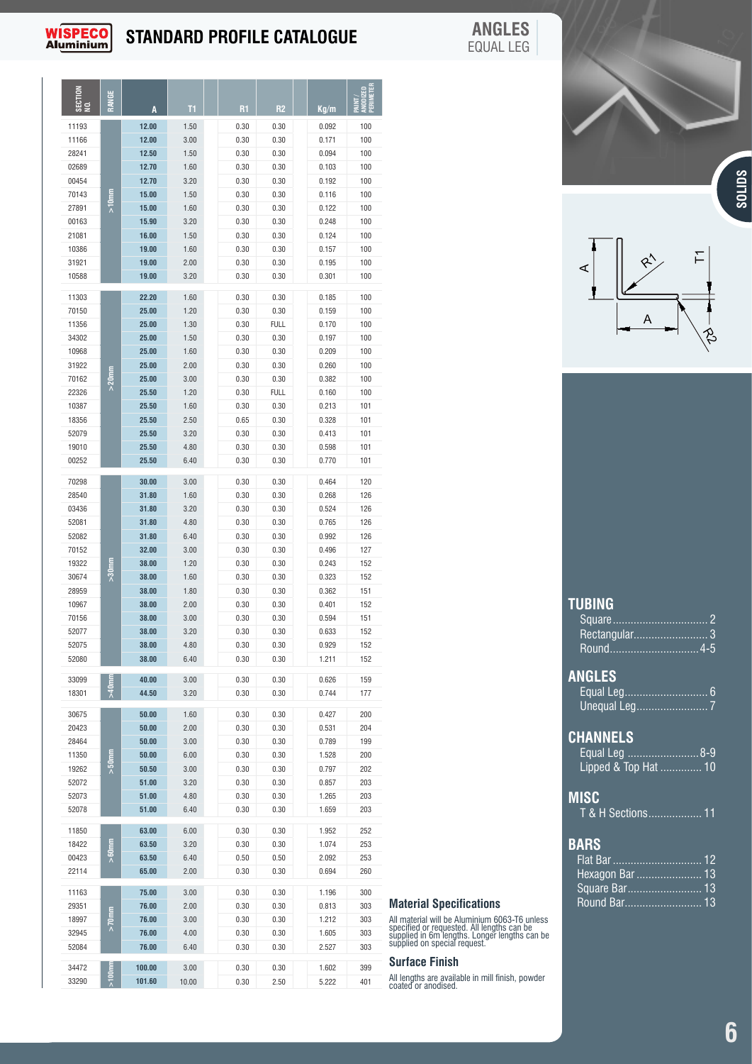# STANDARD PROFILE CATALOGUE

## ANGLES
EQUAL LEG

| SECTION NO. | RANGE | A | T1 | R1 | R2 | Kg/m | PAINT / ANODIZED PERIMETER |
|---|---|---|---|---|---|---|---|
| 11193 | > 10mm | 12.00 | 1.50 | 0.30 | 0.30 | 0.092 | 100 |
| 11166 | | 12.00 | 3.00 | 0.30 | 0.30 | 0.171 | 100 |
| 28241 | | 12.50 | 1.50 | 0.30 | 0.30 | 0.094 | 100 |
| 02689 | | 12.70 | 1.60 | 0.30 | 0.30 | 0.103 | 100 |
| 00454 | | 12.70 | 3.20 | 0.30 | 0.30 | 0.192 | 100 |
| 70143 | | 15.00 | 1.50 | 0.30 | 0.30 | 0.116 | 100 |
| 27891 | | 15.00 | 1.60 | 0.30 | 0.30 | 0.122 | 100 |
| 00163 | | 15.90 | 3.20 | 0.30 | 0.30 | 0.248 | 100 |
| 21081 | | 16.00 | 1.50 | 0.30 | 0.30 | 0.124 | 100 |
| 10386 | | 19.00 | 1.60 | 0.30 | 0.30 | 0.157 | 100 |
| 31921 | | 19.00 | 2.00 | 0.30 | 0.30 | 0.195 | 100 |
| 10588 | | 19.00 | 3.20 | 0.30 | 0.30 | 0.301 | 100 |
| 11303 | > 20mm | 22.20 | 1.60 | 0.30 | 0.30 | 0.185 | 100 |
| 70150 | | 25.00 | 1.20 | 0.30 | 0.30 | 0.159 | 100 |
| 11356 | | 25.00 | 1.30 | 0.30 | FULL | 0.170 | 100 |
| 34302 | | 25.00 | 1.50 | 0.30 | 0.30 | 0.197 | 100 |
| 10968 | | 25.00 | 1.60 | 0.30 | 0.30 | 0.209 | 100 |
| 31922 | | 25.00 | 2.00 | 0.30 | 0.30 | 0.260 | 100 |
| 70162 | | 25.00 | 3.00 | 0.30 | 0.30 | 0.382 | 100 |
| 22326 | | 25.50 | 1.20 | 0.30 | FULL | 0.160 | 100 |
| 10387 | | 25.50 | 1.60 | 0.30 | 0.30 | 0.213 | 101 |
| 18356 | | 25.50 | 2.50 | 0.65 | 0.30 | 0.328 | 101 |
| 52079 | | 25.50 | 3.20 | 0.30 | 0.30 | 0.413 | 101 |
| 19010 | | 25.50 | 4.80 | 0.30 | 0.30 | 0.598 | 101 |
| 00252 | | 25.50 | 6.40 | 0.30 | 0.30 | 0.770 | 101 |
| 70298 | >30mm | 30.00 | 3.00 | 0.30 | 0.30 | 0.464 | 120 |
| 28540 | | 31.80 | 1.60 | 0.30 | 0.30 | 0.268 | 126 |
| 03436 | | 31.80 | 3.20 | 0.30 | 0.30 | 0.524 | 126 |
| 52081 | | 31.80 | 4.80 | 0.30 | 0.30 | 0.765 | 126 |
| 52082 | | 31.80 | 6.40 | 0.30 | 0.30 | 0.992 | 126 |
| 70152 | | 32.00 | 3.00 | 0.30 | 0.30 | 0.496 | 127 |
| 19322 | | 38.00 | 1.20 | 0.30 | 0.30 | 0.243 | 152 |
| 30674 | | 38.00 | 1.60 | 0.30 | 0.30 | 0.323 | 152 |
| 28959 | | 38.00 | 1.80 | 0.30 | 0.30 | 0.362 | 151 |
| 10967 | | 38.00 | 2.00 | 0.30 | 0.30 | 0.401 | 152 |
| 70156 | | 38.00 | 3.00 | 0.30 | 0.30 | 0.594 | 151 |
| 52077 | | 38.00 | 3.20 | 0.30 | 0.30 | 0.633 | 152 |
| 52075 | | 38.00 | 4.80 | 0.30 | 0.30 | 0.929 | 152 |
| 52080 | | 38.00 | 6.40 | 0.30 | 0.30 | 1.211 | 152 |
| 33099 | >40mm | 40.00 | 3.00 | 0.30 | 0.30 | 0.626 | 159 |
| 18301 | | 44.50 | 3.20 | 0.30 | 0.30 | 0.744 | 177 |
| 30675 | >50mm | 50.00 | 1.60 | 0.30 | 0.30 | 0.427 | 200 |
| 20423 | | 50.00 | 2.00 | 0.30 | 0.30 | 0.531 | 204 |
| 28464 | | 50.00 | 3.00 | 0.30 | 0.30 | 0.789 | 199 |
| 11350 | | 50.00 | 6.00 | 0.30 | 0.30 | 1.528 | 200 |
| 19262 | | 50.50 | 3.00 | 0.30 | 0.30 | 0.797 | 202 |
| 52072 | | 51.00 | 3.20 | 0.30 | 0.30 | 0.857 | 203 |
| 52073 | | 51.00 | 4.80 | 0.30 | 0.30 | 1.265 | 203 |
| 52078 | | 51.00 | 6.40 | 0.30 | 0.30 | 1.659 | 203 |
| 11850 | >60mm | 63.00 | 6.00 | 0.30 | 0.30 | 1.952 | 252 |
| 18422 | | 63.50 | 3.20 | 0.30 | 0.30 | 1.074 | 253 |
| 00423 | | 63.50 | 6.40 | 0.50 | 0.50 | 2.092 | 253 |
| 22114 | | 65.00 | 2.00 | 0.30 | 0.30 | 0.694 | 260 |
| 11163 | >70mm | 75.00 | 3.00 | 0.30 | 0.30 | 1.196 | 300 |
| 29351 | | 76.00 | 2.00 | 0.30 | 0.30 | 0.813 | 303 |
| 18997 | | 76.00 | 3.00 | 0.30 | 0.30 | 1.212 | 303 |
| 32945 | | 76.00 | 4.00 | 0.30 | 0.30 | 1.605 | 303 |
| 52084 | | 76.00 | 6.40 | 0.30 | 0.30 | 2.527 | 303 |
| 34472 | >100mm | 100.00 | 3.00 | 0.30 | 0.30 | 1.602 | 399 |
| 33290 | | 101.60 | 10.00 | 0.30 | 2.50 | 5.222 | 401 |

### Material Specifications

All material will be Aluminium 6063-T6 unless specified or requested. All lengths can be supplied in 6m lengths. Longer lengths can be supplied on special request.

### Surface Finish

All lengths are available in mill finish, powder coated or anodised.

SOLIDS

## TUBING
- Square .......... 2
- Rectangular .......... 3
- Round .......... 4-5

## ANGLES
- Equal Leg .......... 6
- Unequal Leg .......... 7

## CHANNELS
- Equal Leg .......... 8-9
- Lipped & Top Hat .......... 10

## MISC
- T & H Sections .......... 11

## BARS
- Flat Bar .......... 12
- Hexagon Bar .......... 13
- Square Bar .......... 13
- Round Bar .......... 13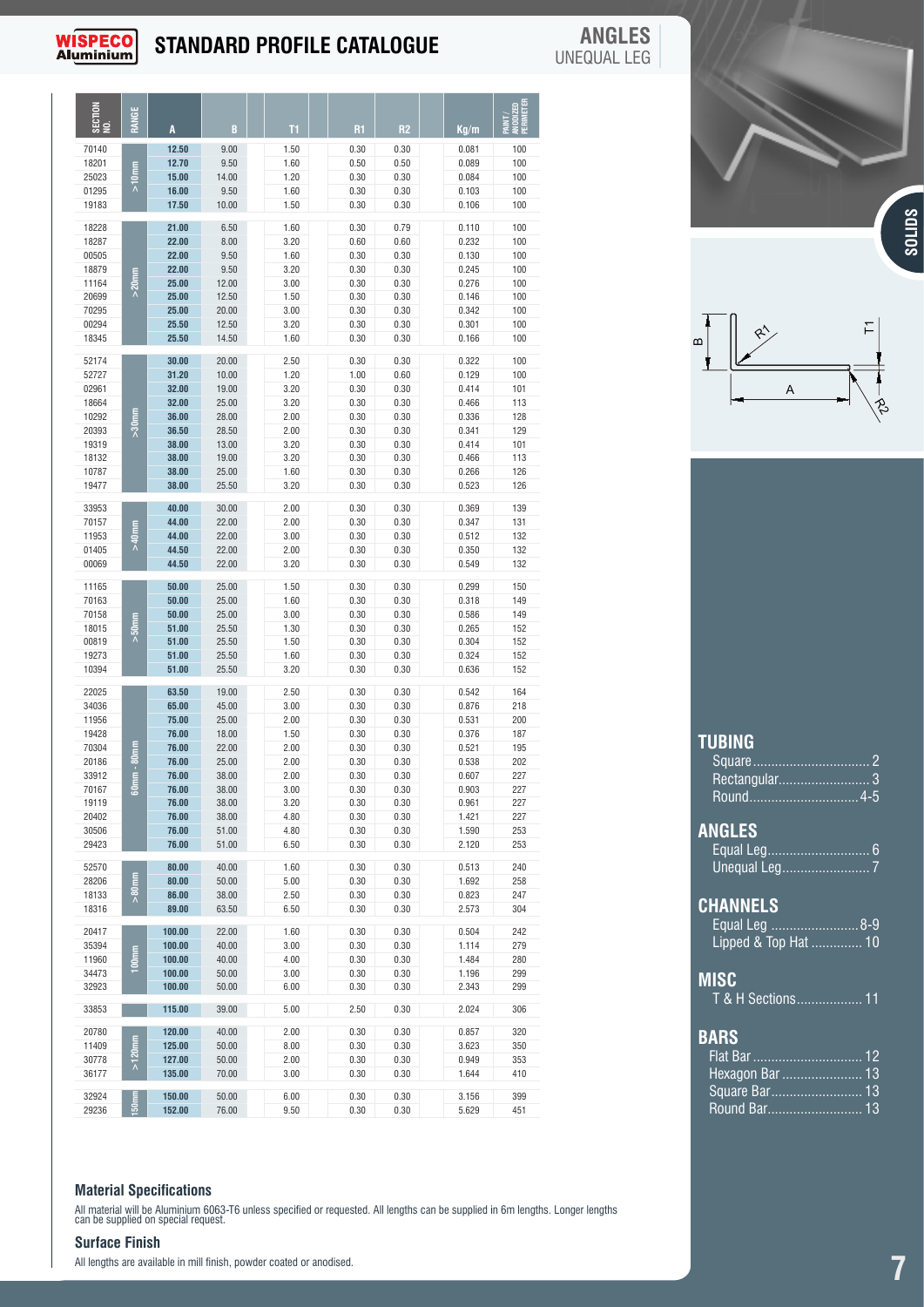# STANDARD PROFILE CATALOGUE

## ANGLES
UNEQUAL LEG

| SECTION NO. | RANGE | A | B | T1 | R1 | R2 | Kg/m | PAINT / ANODIZED PERIMETER |
|---|---|---|---|---|---|---|---|---|
| 70140 | >10mm | 12.50 | 9.00 | 1.50 | 0.30 | 0.30 | 0.081 | 100 |
| 18201 | | 12.70 | 9.50 | 1.60 | 0.50 | 0.50 | 0.089 | 100 |
| 25023 | | 15.00 | 14.00 | 1.20 | 0.30 | 0.30 | 0.084 | 100 |
| 01295 | | 16.00 | 9.50 | 1.60 | 0.30 | 0.30 | 0.103 | 100 |
| 19183 | | 17.50 | 10.00 | 1.50 | 0.30 | 0.30 | 0.106 | 100 |
| 18228 | >20mm | 21.00 | 6.50 | 1.60 | 0.30 | 0.79 | 0.110 | 100 |
| 18287 | | 22.00 | 8.00 | 3.20 | 0.60 | 0.60 | 0.232 | 100 |
| 00505 | | 22.00 | 9.50 | 1.60 | 0.30 | 0.30 | 0.130 | 100 |
| 18879 | | 22.00 | 9.50 | 3.20 | 0.30 | 0.30 | 0.245 | 100 |
| 11164 | | 25.00 | 12.00 | 3.00 | 0.30 | 0.30 | 0.276 | 100 |
| 20699 | | 25.00 | 12.50 | 1.50 | 0.30 | 0.30 | 0.146 | 100 |
| 70295 | | 25.00 | 20.00 | 3.00 | 0.30 | 0.30 | 0.342 | 100 |
| 00294 | | 25.50 | 12.50 | 3.20 | 0.30 | 0.30 | 0.301 | 100 |
| 18345 | | 25.50 | 14.50 | 1.60 | 0.30 | 0.30 | 0.166 | 100 |
| 52174 | >30mm | 30.00 | 20.00 | 2.50 | 0.30 | 0.30 | 0.322 | 100 |
| 52727 | | 31.20 | 10.00 | 1.20 | 1.00 | 0.60 | 0.129 | 100 |
| 02961 | | 32.00 | 19.00 | 3.20 | 0.30 | 0.30 | 0.414 | 101 |
| 18664 | | 32.00 | 25.00 | 3.20 | 0.30 | 0.30 | 0.466 | 113 |
| 10292 | | 36.00 | 28.00 | 2.00 | 0.30 | 0.30 | 0.336 | 128 |
| 20393 | | 36.50 | 28.50 | 2.00 | 0.30 | 0.30 | 0.341 | 129 |
| 19319 | | 38.00 | 13.00 | 3.20 | 0.30 | 0.30 | 0.414 | 101 |
| 18132 | | 38.00 | 19.00 | 3.20 | 0.30 | 0.30 | 0.466 | 113 |
| 10787 | | 38.00 | 25.00 | 1.60 | 0.30 | 0.30 | 0.266 | 126 |
| 19477 | | 38.00 | 25.50 | 3.20 | 0.30 | 0.30 | 0.523 | 126 |
| 33953 | >40mm | 40.00 | 30.00 | 2.00 | 0.30 | 0.30 | 0.369 | 139 |
| 70157 | | 44.00 | 22.00 | 2.00 | 0.30 | 0.30 | 0.347 | 131 |
| 11953 | | 44.00 | 22.00 | 3.00 | 0.30 | 0.30 | 0.512 | 132 |
| 01405 | | 44.50 | 22.00 | 2.00 | 0.30 | 0.30 | 0.350 | 132 |
| 00069 | | 44.50 | 22.00 | 3.20 | 0.30 | 0.30 | 0.549 | 132 |
| 11165 | >50mm | 50.00 | 25.00 | 1.50 | 0.30 | 0.30 | 0.299 | 150 |
| 70163 | | 50.00 | 25.00 | 1.60 | 0.30 | 0.30 | 0.318 | 149 |
| 70158 | | 50.00 | 25.00 | 3.00 | 0.30 | 0.30 | 0.586 | 149 |
| 18015 | | 51.00 | 25.50 | 1.30 | 0.30 | 0.30 | 0.265 | 152 |
| 00819 | | 51.00 | 25.50 | 1.50 | 0.30 | 0.30 | 0.304 | 152 |
| 19273 | | 51.00 | 25.50 | 1.60 | 0.30 | 0.30 | 0.324 | 152 |
| 10394 | | 51.00 | 25.50 | 3.20 | 0.30 | 0.30 | 0.636 | 152 |
| 22025 | 60mm - 80mm | 63.50 | 19.00 | 2.50 | 0.30 | 0.30 | 0.542 | 164 |
| 34036 | | 65.00 | 45.00 | 3.00 | 0.30 | 0.30 | 0.876 | 218 |
| 11956 | | 75.00 | 25.00 | 2.00 | 0.30 | 0.30 | 0.531 | 200 |
| 19428 | | 76.00 | 18.00 | 1.50 | 0.30 | 0.30 | 0.376 | 187 |
| 70304 | | 76.00 | 22.00 | 2.00 | 0.30 | 0.30 | 0.521 | 195 |
| 20186 | | 76.00 | 25.00 | 2.00 | 0.30 | 0.30 | 0.538 | 202 |
| 33912 | | 76.00 | 38.00 | 2.00 | 0.30 | 0.30 | 0.607 | 227 |
| 70167 | | 76.00 | 38.00 | 3.00 | 0.30 | 0.30 | 0.903 | 227 |
| 19119 | | 76.00 | 38.00 | 3.20 | 0.30 | 0.30 | 0.961 | 227 |
| 20402 | | 76.00 | 38.00 | 4.80 | 0.30 | 0.30 | 1.421 | 227 |
| 30506 | | 76.00 | 51.00 | 4.80 | 0.30 | 0.30 | 1.590 | 253 |
| 29423 | | 76.00 | 51.00 | 6.50 | 0.30 | 0.30 | 2.120 | 253 |
| 52570 | >80mm | 80.00 | 40.00 | 1.60 | 0.30 | 0.30 | 0.513 | 240 |
| 28206 | | 80.00 | 50.00 | 5.00 | 0.30 | 0.30 | 1.692 | 258 |
| 18133 | | 86.00 | 38.00 | 2.50 | 0.30 | 0.30 | 0.823 | 247 |
| 18316 | | 89.00 | 63.50 | 6.50 | 0.30 | 0.30 | 2.573 | 304 |
| 20417 | 100mm | 100.00 | 22.00 | 1.60 | 0.30 | 0.30 | 0.504 | 242 |
| 35394 | | 100.00 | 40.00 | 3.00 | 0.30 | 0.30 | 1.114 | 279 |
| 11960 | | 100.00 | 40.00 | 4.00 | 0.30 | 0.30 | 1.484 | 280 |
| 34473 | | 100.00 | 50.00 | 3.00 | 0.30 | 0.30 | 1.196 | 299 |
| 32923 | | 100.00 | 50.00 | 6.00 | 0.30 | 0.30 | 2.343 | 299 |
| 33853 | | 115.00 | 39.00 | 5.00 | 2.50 | 0.30 | 2.024 | 306 |
| 20780 | >120mm | 120.00 | 40.00 | 2.00 | 0.30 | 0.30 | 0.857 | 320 |
| 11409 | | 125.00 | 50.00 | 8.00 | 0.30 | 0.30 | 3.623 | 350 |
| 30778 | | 127.00 | 50.00 | 2.00 | 0.30 | 0.30 | 0.949 | 353 |
| 36177 | | 135.00 | 70.00 | 3.00 | 0.30 | 0.30 | 1.644 | 410 |
| 32924 | 150mm | 150.00 | 50.00 | 6.00 | 0.30 | 0.30 | 3.156 | 399 |
| 29236 | | 152.00 | 76.00 | 9.50 | 0.30 | 0.30 | 5.629 | 451 |

### Material Specifications

All material will be Aluminium 6063-T6 unless specified or requested. All lengths can be supplied in 6m lengths. Longer lengths can be supplied on special request.

### Surface Finish

All lengths are available in mill finish, powder coated or anodised.

SOLIDS

## TUBING
- Square .......... 2
- Rectangular .......... 3
- Round .......... 4-5

## ANGLES
- Equal Leg .......... 6
- Unequal Leg .......... 7

## CHANNELS
- Equal Leg .......... 8-9
- Lipped & Top Hat .......... 10

## MISC
- T & H Sections .......... 11

## BARS
- Flat Bar .......... 12
- Hexagon Bar .......... 13
- Square Bar .......... 13
- Round Bar .......... 13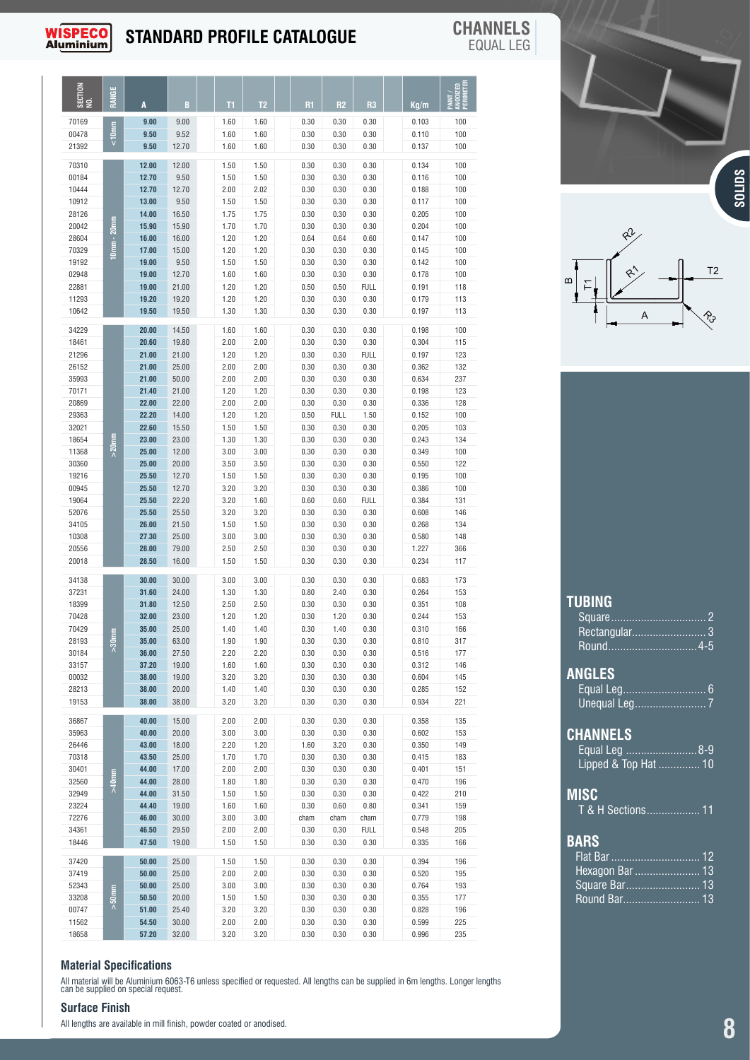# STANDARD PROFILE CATALOGUE

## CHANNELS
EQUAL LEG

| SECTION NO. | RANGE | A | B | T1 | T2 | R1 | R2 | R3 | Kg/m | PAINT / ANODIZED PERIMETER |
|---|---|---|---|---|---|---|---|---|---|---|
| 70169 | < 10mm | 9.00 | 9.00 | 1.60 | 1.60 | 0.30 | 0.30 | 0.30 | 0.103 | 100 |
| 00478 | | 9.50 | 9.52 | 1.60 | 1.60 | 0.30 | 0.30 | 0.30 | 0.110 | 100 |
| 21392 | | 9.50 | 12.70 | 1.60 | 1.60 | 0.30 | 0.30 | 0.30 | 0.137 | 100 |
| 70310 | 10mm - 20mm | 12.00 | 12.00 | 1.50 | 1.50 | 0.30 | 0.30 | 0.30 | 0.134 | 100 |
| 00184 | | 12.70 | 9.50 | 1.50 | 1.50 | 0.30 | 0.30 | 0.30 | 0.116 | 100 |
| 10444 | | 12.70 | 12.70 | 2.00 | 2.02 | 0.30 | 0.30 | 0.30 | 0.188 | 100 |
| 10912 | | 13.00 | 9.50 | 1.50 | 1.50 | 0.30 | 0.30 | 0.30 | 0.117 | 100 |
| 28126 | | 14.00 | 16.50 | 1.75 | 1.75 | 0.30 | 0.30 | 0.30 | 0.205 | 100 |
| 20042 | | 15.90 | 15.90 | 1.70 | 1.70 | 0.30 | 0.30 | 0.30 | 0.204 | 100 |
| 28604 | | 16.00 | 16.00 | 1.20 | 1.20 | 0.64 | 0.64 | 0.60 | 0.147 | 100 |
| 70329 | | 17.00 | 15.00 | 1.20 | 1.20 | 0.30 | 0.30 | 0.30 | 0.145 | 100 |
| 19192 | | 19.00 | 9.50 | 1.50 | 1.50 | 0.30 | 0.30 | 0.30 | 0.142 | 100 |
| 02948 | | 19.00 | 12.70 | 1.60 | 1.60 | 0.30 | 0.30 | 0.30 | 0.178 | 100 |
| 22881 | | 19.00 | 21.00 | 1.20 | 1.20 | 0.50 | 0.50 | FULL | 0.191 | 118 |
| 11293 | | 19.20 | 19.20 | 1.20 | 1.20 | 0.30 | 0.30 | 0.30 | 0.179 | 113 |
| 10642 | | 19.50 | 19.50 | 1.30 | 1.30 | 0.30 | 0.30 | 0.30 | 0.197 | 113 |
| 34229 | > 20mm | 20.00 | 14.50 | 1.60 | 1.60 | 0.30 | 0.30 | 0.30 | 0.198 | 100 |
| 18461 | | 20.60 | 19.80 | 2.00 | 2.00 | 0.30 | 0.30 | 0.30 | 0.304 | 115 |
| 21296 | | 21.00 | 21.00 | 1.20 | 1.20 | 0.30 | 0.30 | FULL | 0.197 | 123 |
| 26152 | | 21.00 | 25.00 | 2.00 | 2.00 | 0.30 | 0.30 | 0.30 | 0.362 | 132 |
| 35993 | | 21.00 | 50.00 | 2.00 | 2.00 | 0.30 | 0.30 | 0.30 | 0.634 | 237 |
| 70171 | | 21.40 | 21.00 | 1.20 | 1.20 | 0.30 | 0.30 | 0.30 | 0.198 | 123 |
| 20869 | | 22.00 | 22.00 | 2.00 | 2.00 | 0.30 | 0.30 | 0.30 | 0.336 | 128 |
| 29363 | | 22.20 | 14.00 | 1.20 | 1.20 | 0.50 | FULL | 1.50 | 0.152 | 100 |
| 32021 | | 22.60 | 15.50 | 1.50 | 1.50 | 0.30 | 0.30 | 0.30 | 0.205 | 103 |
| 18654 | | 23.00 | 23.00 | 1.30 | 1.30 | 0.30 | 0.30 | 0.30 | 0.243 | 134 |
| 11368 | | 25.00 | 12.00 | 3.00 | 3.00 | 0.30 | 0.30 | 0.30 | 0.349 | 100 |
| 30360 | | 25.00 | 20.00 | 3.50 | 3.50 | 0.30 | 0.30 | 0.30 | 0.550 | 122 |
| 19216 | | 25.50 | 12.70 | 1.50 | 1.50 | 0.30 | 0.30 | 0.30 | 0.195 | 100 |
| 00945 | | 25.50 | 12.70 | 3.20 | 3.20 | 0.30 | 0.30 | 0.30 | 0.386 | 100 |
| 19064 | | 25.50 | 22.20 | 3.20 | 1.60 | 0.60 | 0.60 | FULL | 0.384 | 131 |
| 52076 | | 25.50 | 25.50 | 3.20 | 3.20 | 0.30 | 0.30 | 0.30 | 0.608 | 146 |
| 34105 | | 26.00 | 21.50 | 1.50 | 1.50 | 0.30 | 0.30 | 0.30 | 0.268 | 134 |
| 10308 | | 27.30 | 25.00 | 3.00 | 3.00 | 0.30 | 0.30 | 0.30 | 0.580 | 148 |
| 20556 | | 28.00 | 79.00 | 2.50 | 2.50 | 0.30 | 0.30 | 0.30 | 1.227 | 366 |
| 20018 | | 28.50 | 16.00 | 1.50 | 1.50 | 0.30 | 0.30 | 0.30 | 0.234 | 117 |
| 34138 | >30mm | 30.00 | 30.00 | 3.00 | 3.00 | 0.30 | 0.30 | 0.30 | 0.683 | 173 |
| 37231 | | 31.60 | 24.00 | 1.30 | 1.30 | 0.80 | 2.40 | 0.30 | 0.264 | 153 |
| 18399 | | 31.80 | 12.50 | 2.50 | 2.50 | 0.30 | 0.30 | 0.30 | 0.351 | 108 |
| 70428 | | 32.00 | 23.00 | 1.20 | 1.20 | 0.30 | 1.20 | 0.30 | 0.244 | 153 |
| 70429 | | 35.00 | 25.00 | 1.40 | 1.40 | 0.30 | 1.40 | 0.30 | 0.310 | 166 |
| 28193 | | 35.00 | 63.00 | 1.90 | 1.90 | 0.30 | 0.30 | 0.30 | 0.810 | 317 |
| 30184 | | 36.00 | 27.50 | 2.20 | 2.20 | 0.30 | 0.30 | 0.30 | 0.516 | 177 |
| 33157 | | 37.20 | 19.00 | 1.60 | 1.60 | 0.30 | 0.30 | 0.30 | 0.312 | 146 |
| 00032 | | 38.00 | 19.00 | 3.20 | 3.20 | 0.30 | 0.30 | 0.30 | 0.604 | 145 |
| 28213 | | 38.00 | 20.00 | 1.40 | 1.40 | 0.30 | 0.30 | 0.30 | 0.285 | 152 |
| 19153 | | 38.00 | 38.00 | 3.20 | 3.20 | 0.30 | 0.30 | 0.30 | 0.934 | 221 |
| 36867 | >40mm | 40.00 | 15.00 | 2.00 | 2.00 | 0.30 | 0.30 | 0.30 | 0.358 | 135 |
| 35963 | | 40.00 | 20.00 | 3.00 | 3.00 | 0.30 | 0.30 | 0.30 | 0.602 | 153 |
| 26446 | | 43.00 | 18.00 | 2.20 | 1.20 | 1.60 | 3.20 | 0.30 | 0.350 | 149 |
| 70318 | | 43.50 | 25.00 | 1.70 | 1.70 | 0.30 | 0.30 | 0.30 | 0.415 | 183 |
| 30401 | | 44.00 | 17.00 | 2.00 | 2.00 | 0.30 | 0.30 | 0.30 | 0.401 | 151 |
| 32560 | | 44.00 | 28.00 | 1.80 | 1.80 | 0.30 | 0.30 | 0.30 | 0.470 | 196 |
| 32949 | | 44.00 | 31.50 | 1.50 | 1.50 | 0.30 | 0.30 | 0.30 | 0.422 | 210 |
| 23224 | | 44.40 | 19.00 | 1.60 | 1.60 | 0.30 | 0.60 | 0.80 | 0.341 | 159 |
| 72276 | | 46.00 | 30.00 | 3.00 | 3.00 | cham | cham | cham | 0.779 | 198 |
| 34361 | | 46.50 | 29.50 | 2.00 | 2.00 | 0.30 | 0.30 | FULL | 0.548 | 205 |
| 18446 | | 47.50 | 19.00 | 1.50 | 1.50 | 0.30 | 0.30 | 0.30 | 0.335 | 166 |
| 37420 | >50mm | 50.00 | 25.00 | 1.50 | 1.50 | 0.30 | 0.30 | 0.30 | 0.394 | 196 |
| 37419 | | 50.00 | 25.00 | 2.00 | 2.00 | 0.30 | 0.30 | 0.30 | 0.520 | 195 |
| 52343 | | 50.00 | 25.00 | 3.00 | 3.00 | 0.30 | 0.30 | 0.30 | 0.764 | 193 |
| 33208 | | 50.50 | 20.00 | 1.50 | 1.50 | 0.30 | 0.30 | 0.30 | 0.355 | 177 |
| 00747 | | 51.00 | 25.40 | 3.20 | 3.20 | 0.30 | 0.30 | 0.30 | 0.828 | 196 |
| 11562 | | 54.50 | 30.00 | 2.00 | 2.00 | 0.30 | 0.30 | 0.30 | 0.599 | 225 |
| 18658 | | 57.20 | 32.00 | 3.20 | 3.20 | 0.30 | 0.30 | 0.30 | 0.996 | 235 |

### Material Specifications

All material will be Aluminium 6063-T6 unless specified or requested. All lengths can be supplied in 6m lengths. Longer lengths can be supplied on special request.

### Surface Finish

All lengths are available in mill finish, powder coated or anodised.

SOLIDS

## TUBING
- Square ........ 2
- Rectangular ........ 3
- Round ........ 4-5

## ANGLES
- Equal Leg ........ 6
- Unequal Leg ........ 7

## CHANNELS
- Equal Leg ........ 8-9
- Lipped & Top Hat ........ 10

## MISC
- T & H Sections ........ 11

## BARS
- Flat Bar ........ 12
- Hexagon Bar ........ 13
- Square Bar ........ 13
- Round Bar ........ 13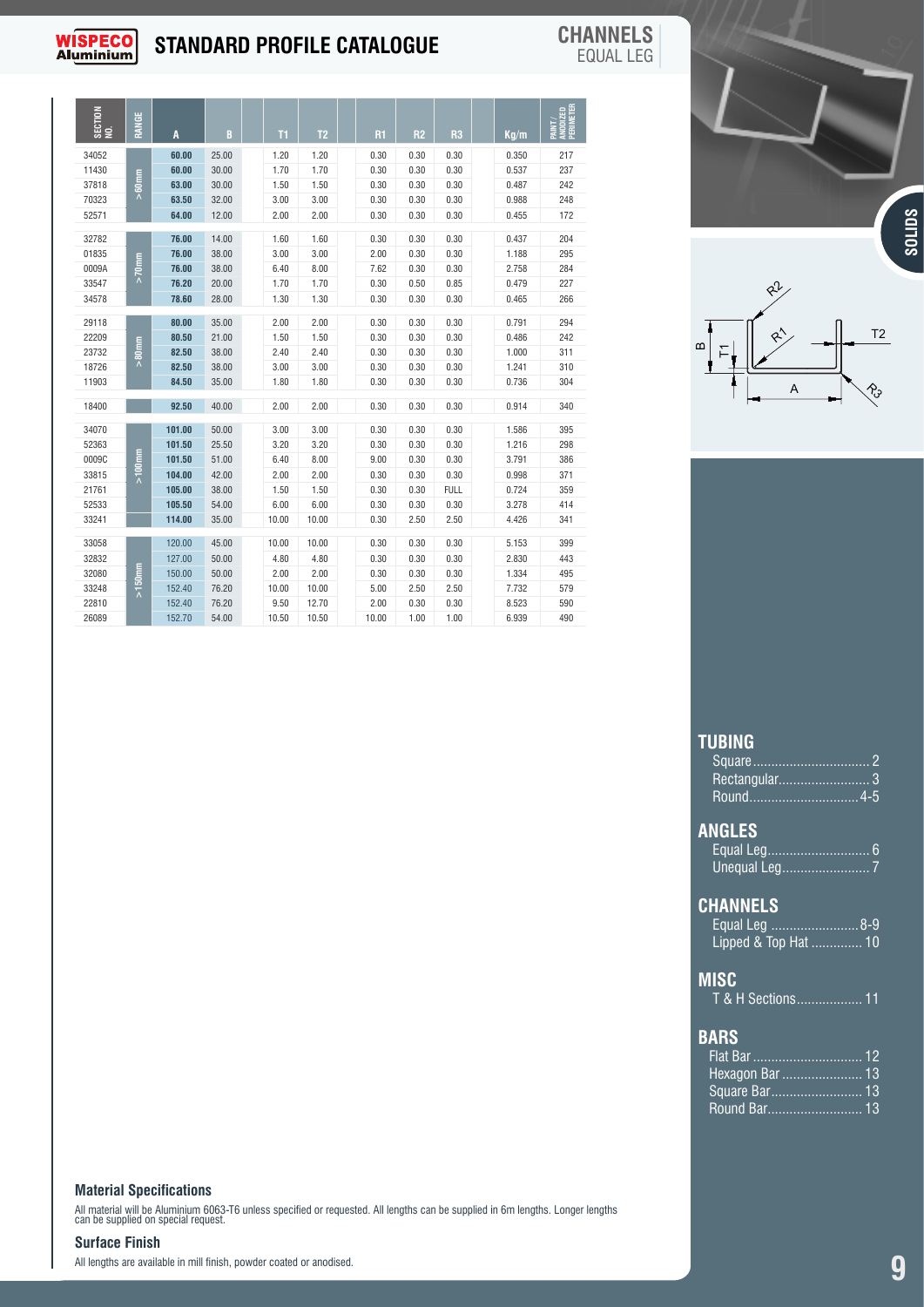# STANDARD PROFILE CATALOGUE

## CHANNELS
EQUAL LEG

| SECTION NO. | RANGE | A | B | T1 | T2 | R1 | R2 | R3 | Kg/m | PAINT / ANODIZED PERIMETER |
|---|---|---|---|---|---|---|---|---|---|---|
| 34052 | > 60mm | 60.00 | 25.00 | 1.20 | 1.20 | 0.30 | 0.30 | 0.30 | 0.350 | 217 |
| 11430 | | 60.00 | 30.00 | 1.70 | 1.70 | 0.30 | 0.30 | 0.30 | 0.537 | 237 |
| 37818 | | 63.00 | 30.00 | 1.50 | 1.50 | 0.30 | 0.30 | 0.30 | 0.487 | 242 |
| 70323 | | 63.50 | 32.00 | 3.00 | 3.00 | 0.30 | 0.30 | 0.30 | 0.988 | 248 |
| 52571 | | 64.00 | 12.00 | 2.00 | 2.00 | 0.30 | 0.30 | 0.30 | 0.455 | 172 |
| 32782 | > 70mm | 76.00 | 14.00 | 1.60 | 1.60 | 0.30 | 0.30 | 0.30 | 0.437 | 204 |
| 01835 | | 76.00 | 38.00 | 3.00 | 3.00 | 2.00 | 0.30 | 0.30 | 1.188 | 295 |
| 0009A | | 76.00 | 38.00 | 6.40 | 8.00 | 7.62 | 0.30 | 0.30 | 2.758 | 284 |
| 33547 | | 76.20 | 20.00 | 1.70 | 1.70 | 0.30 | 0.50 | 0.85 | 0.479 | 227 |
| 34578 | | 78.60 | 28.00 | 1.30 | 1.30 | 0.30 | 0.30 | 0.30 | 0.465 | 266 |
| 29118 | > 80mm | 80.00 | 35.00 | 2.00 | 2.00 | 0.30 | 0.30 | 0.30 | 0.791 | 294 |
| 22209 | | 80.50 | 21.00 | 1.50 | 1.50 | 0.30 | 0.30 | 0.30 | 0.486 | 242 |
| 23732 | | 82.50 | 38.00 | 2.40 | 2.40 | 0.30 | 0.30 | 0.30 | 1.000 | 311 |
| 18726 | | 82.50 | 38.00 | 3.00 | 3.00 | 0.30 | 0.30 | 0.30 | 1.241 | 310 |
| 11903 | | 84.50 | 35.00 | 1.80 | 1.80 | 0.30 | 0.30 | 0.30 | 0.736 | 304 |
| 18400 | | 92.50 | 40.00 | 2.00 | 2.00 | 0.30 | 0.30 | 0.30 | 0.914 | 340 |
| 34070 | > 100mm | 101.00 | 50.00 | 3.00 | 3.00 | 0.30 | 0.30 | 0.30 | 1.586 | 395 |
| 52363 | | 101.50 | 25.50 | 3.20 | 3.20 | 0.30 | 0.30 | 0.30 | 1.216 | 298 |
| 0009C | | 101.50 | 51.00 | 6.40 | 8.00 | 9.00 | 0.30 | 0.30 | 3.791 | 386 |
| 33815 | | 104.00 | 42.00 | 2.00 | 2.00 | 0.30 | 0.30 | 0.30 | 0.998 | 371 |
| 21761 | | 105.00 | 38.00 | 1.50 | 1.50 | 0.30 | 0.30 | FULL | 0.724 | 359 |
| 52533 | | 105.50 | 54.00 | 6.00 | 6.00 | 0.30 | 0.30 | 0.30 | 3.278 | 414 |
| 33241 | | 114.00 | 35.00 | 10.00 | 10.00 | 0.30 | 2.50 | 2.50 | 4.426 | 341 |
| 33058 | > 150mm | 120.00 | 45.00 | 10.00 | 10.00 | 0.30 | 0.30 | 0.30 | 5.153 | 399 |
| 32832 | | 127.00 | 50.00 | 4.80 | 4.80 | 0.30 | 0.30 | 0.30 | 2.830 | 443 |
| 32080 | | 150.00 | 50.00 | 2.00 | 2.00 | 0.30 | 0.30 | 0.30 | 1.334 | 495 |
| 33248 | | 152.40 | 76.20 | 10.00 | 10.00 | 5.00 | 2.50 | 2.50 | 7.732 | 579 |
| 22810 | | 152.40 | 76.20 | 9.50 | 12.70 | 2.00 | 0.30 | 0.30 | 8.523 | 590 |
| 26089 | | 152.70 | 54.00 | 10.50 | 10.50 | 10.00 | 1.00 | 1.00 | 6.939 | 490 |

SOLIDS

### TUBING
- Square .......... 2
- Rectangular .......... 3
- Round .......... 4-5

### ANGLES
- Equal Leg .......... 6
- Unequal Leg .......... 7

### CHANNELS
- Equal Leg .......... 8-9
- Lipped & Top Hat .......... 10

### MISC
- T & H Sections .......... 11

### BARS
- Flat Bar .......... 12
- Hexagon Bar .......... 13
- Square Bar .......... 13
- Round Bar .......... 13

### Material Specifications

All material will be Aluminium 6063-T6 unless specified or requested. All lengths can be supplied in 6m lengths. Longer lengths can be supplied on special request.

### Surface Finish

All lengths are available in mill finish, powder coated or anodised.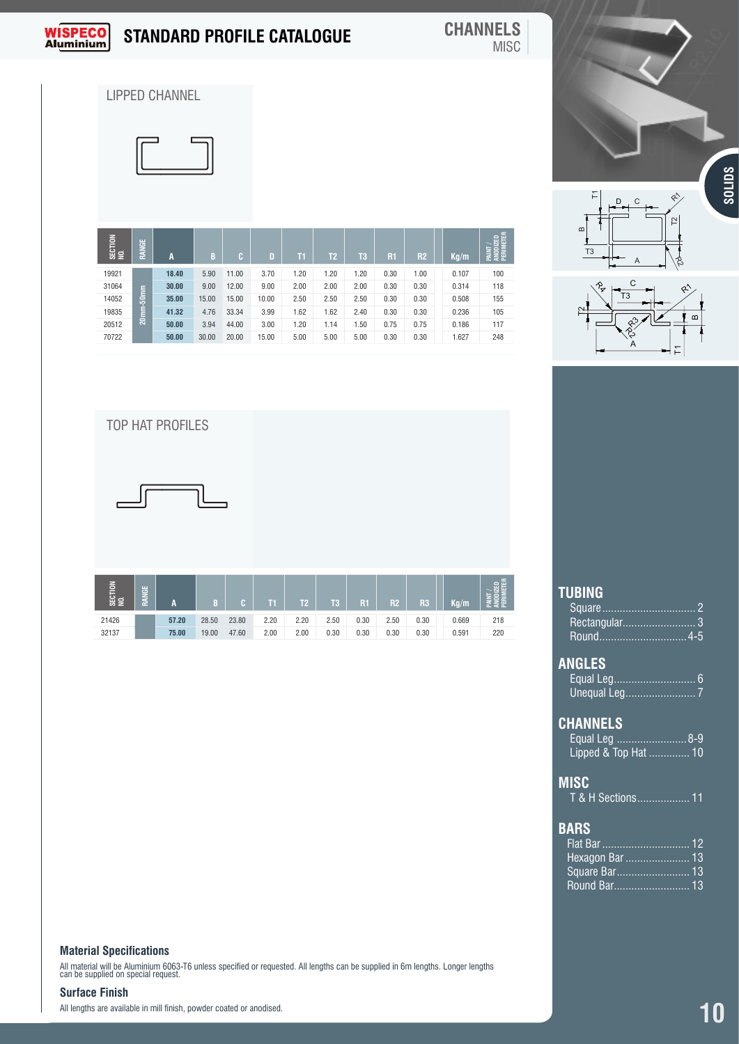# STANDARD PROFILE CATALOGUE

**CHANNELS**
MISC

## LIPPED CHANNEL

| SECTION NO. | RANGE | A | B | C | D | T1 | T2 | T3 | R1 | R2 | Kg/m | PAINT / ANODIZED PERIMETER |
|---|---|---|---|---|---|---|---|---|---|---|---|---|
| 19921 | 20mm-50mm | 18.40 | 5.90 | 11.00 | 3.70 | 1.20 | 1.20 | 1.20 | 0.30 | 1.00 | 0.107 | 100 |
| 31064 | | 30.00 | 9.00 | 12.00 | 9.00 | 2.00 | 2.00 | 2.00 | 0.30 | 0.30 | 0.314 | 118 |
| 14052 | | 35.00 | 15.00 | 15.00 | 10.00 | 2.50 | 2.50 | 2.50 | 0.30 | 0.30 | 0.508 | 155 |
| 19835 | | 41.32 | 4.76 | 33.34 | 3.99 | 1.62 | 1.62 | 2.40 | 0.30 | 0.30 | 0.236 | 105 |
| 20512 | | 50.00 | 3.94 | 44.00 | 3.00 | 1.20 | 1.14 | 1.50 | 0.75 | 0.75 | 0.186 | 117 |
| 70722 | | 50.00 | 30.00 | 20.00 | 15.00 | 5.00 | 5.00 | 5.00 | 0.30 | 0.30 | 1.627 | 248 |

## TOP HAT PROFILES

| SECTION NO. | RANGE | A | B | C | T1 | T2 | T3 | R1 | R2 | R3 | Kg/m | PAINT / ANODIZED PERIMETER |
|---|---|---|---|---|---|---|---|---|---|---|---|---|
| 21426 | | 57.20 | 28.50 | 23.80 | 2.20 | 2.20 | 2.50 | 0.30 | 2.50 | 0.30 | 0.669 | 218 |
| 32137 | | 75.00 | 19.00 | 47.60 | 2.00 | 2.00 | 0.30 | 0.30 | 0.30 | 0.30 | 0.591 | 220 |

SOLIDS

**TUBING**
- Square ................................ 2
- Rectangular......................... 3
- Round............................. 4-5

**ANGLES**
- Equal Leg............................ 6
- Unequal Leg......................... 7

**CHANNELS**
- Equal Leg ........................ 8-9
- Lipped & Top Hat .............. 10

**MISC**
- T & H Sections.................. 11

**BARS**
- Flat Bar .............................. 12
- Hexagon Bar ....................... 13
- Square Bar......................... 13
- Round Bar.......................... 13

### Material Specifications

All material will be Aluminium 6063-T6 unless specified or requested. All lengths can be supplied in 6m lengths. Longer lengths can be supplied on special request.

### Surface Finish

All lengths are available in mill finish, powder coated or anodised.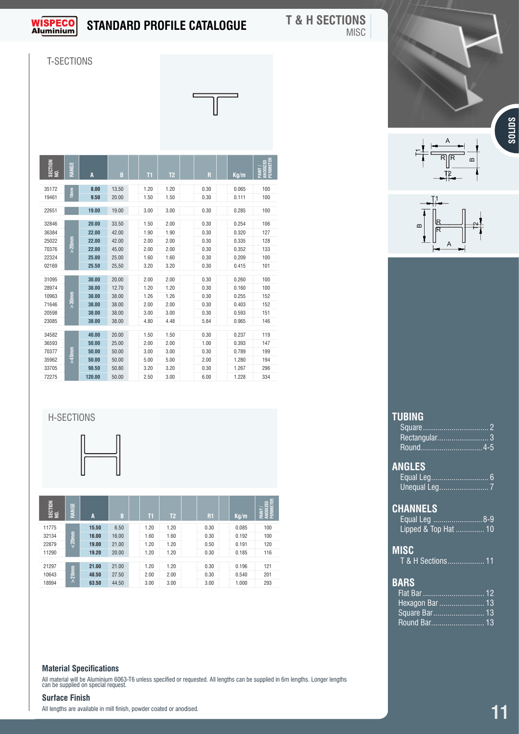# STANDARD PROFILE CATALOGUE

## T & H SECTIONS
MISC

### T-SECTIONS

| SECTION NO. | RANGE | A | B | T1 | T2 | R | Kg/m | PAINT / ANODIZED PERIMETER |
|---|---|---|---|---|---|---|---|---|
| 35172 | 10mm | **8.00** | 13.50 | 1.20 | 1.20 | 0.30 | 0.065 | 100 |
| 19461 | | **9.50** | 20.00 | 1.50 | 1.50 | 0.30 | 0.111 | 100 |
| 22651 | | **19.00** | 19.00 | 3.00 | 3.00 | 0.30 | 0.285 | 100 |
| 32846 | >20mm | **20.00** | 33.50 | 1.50 | 2.00 | 0.30 | 0.254 | 106 |
| 36384 | | **22.00** | 42.00 | 1.90 | 1.90 | 0.30 | 0.320 | 127 |
| 25022 | | **22.00** | 42.00 | 2.00 | 2.00 | 0.30 | 0.335 | 128 |
| 70376 | | **22.00** | 45.00 | 2.00 | 2.00 | 0.30 | 0.352 | 133 |
| 22324 | | **25.00** | 25.00 | 1.60 | 1.60 | 0.30 | 0.209 | 100 |
| 02169 | | **25.50** | 25,50 | 3.20 | 3.20 | 0.30 | 0.415 | 101 |
| 31095 | >30mm | **30.00** | 20.00 | 2.00 | 2.00 | 0.30 | 0.260 | 100 |
| 28974 | | **38.00** | 12.70 | 1.20 | 1.20 | 0.30 | 0.160 | 100 |
| 10963 | | **38.00** | 38.00 | 1.26 | 1.26 | 0.30 | 0.255 | 152 |
| 71646 | | **38.00** | 38.00 | 2.00 | 2.00 | 0.30 | 0.403 | 152 |
| 20598 | | **38.00** | 38.00 | 3.00 | 3.00 | 0.30 | 0.593 | 151 |
| 23085 | | **38.00** | 38.00 | 4.80 | 4.48 | 5.84 | 0.965 | 146 |
| 34582 | >40mm | **40.00** | 20.00 | 1.50 | 1.50 | 0.30 | 0.237 | 119 |
| 36593 | | **50.00** | 25.00 | 2.00 | 2.00 | 1.00 | 0.393 | 147 |
| 70377 | | **50.00** | 50.00 | 3.00 | 3.00 | 0.30 | 0.789 | 199 |
| 35962 | | **50.00** | 50.00 | 5.00 | 5.00 | 2.00 | 1.280 | 194 |
| 33705 | | **98.50** | 50.80 | 3.20 | 3.20 | 0.30 | 1.267 | 296 |
| 72275 | | **120.00** | 50.00 | 2.50 | 3.00 | 6.00 | 1.228 | 334 |

### H-SECTIONS

| SECTION NO. | RANGE | A | B | T1 | T2 | R1 | Kg/m | PAINT / ANODIZED PERIMETER |
|---|---|---|---|---|---|---|---|---|
| 11775 | <20mm | **15.50** | 6.50 | 1.20 | 1.20 | 0.30 | 0.085 | 100 |
| 32134 | | **16.00** | 16.00 | 1.60 | 1.60 | 0.30 | 0.192 | 100 |
| 22879 | | **19.00** | 21.00 | 1.20 | 1.20 | 0.50 | 0.191 | 120 |
| 11290 | | **19.20** | 20.00 | 1.20 | 1.20 | 0.30 | 0.185 | 116 |
| 21297 | >20mm | **21.00** | 21.00 | 1.20 | 1.20 | 0.30 | 0.196 | 121 |
| 10643 | | **48.50** | 27.50 | 2.00 | 2.00 | 0.30 | 0.540 | 201 |
| 18994 | | **63.50** | 44.50 | 3.00 | 3.00 | 3.00 | 1.000 | 293 |

### Material Specifications

All material will be Aluminium 6063-T6 unless specified or requested. All lengths can be supplied in 6m lengths. Longer lengths can be supplied on special request.

### Surface Finish

All lengths are available in mill finish, powder coated or anodised.

SOLIDS

**TUBING**
- Square .......... 2
- Rectangular .......... 3
- Round .......... 4-5

**ANGLES**
- Equal Leg .......... 6
- Unequal Leg .......... 7

**CHANNELS**
- Equal Leg .......... 8-9
- Lipped & Top Hat .......... 10

**MISC**
- T & H Sections .......... 11

**BARS**
- Flat Bar .......... 12
- Hexagon Bar .......... 13
- Square Bar .......... 13
- Round Bar .......... 13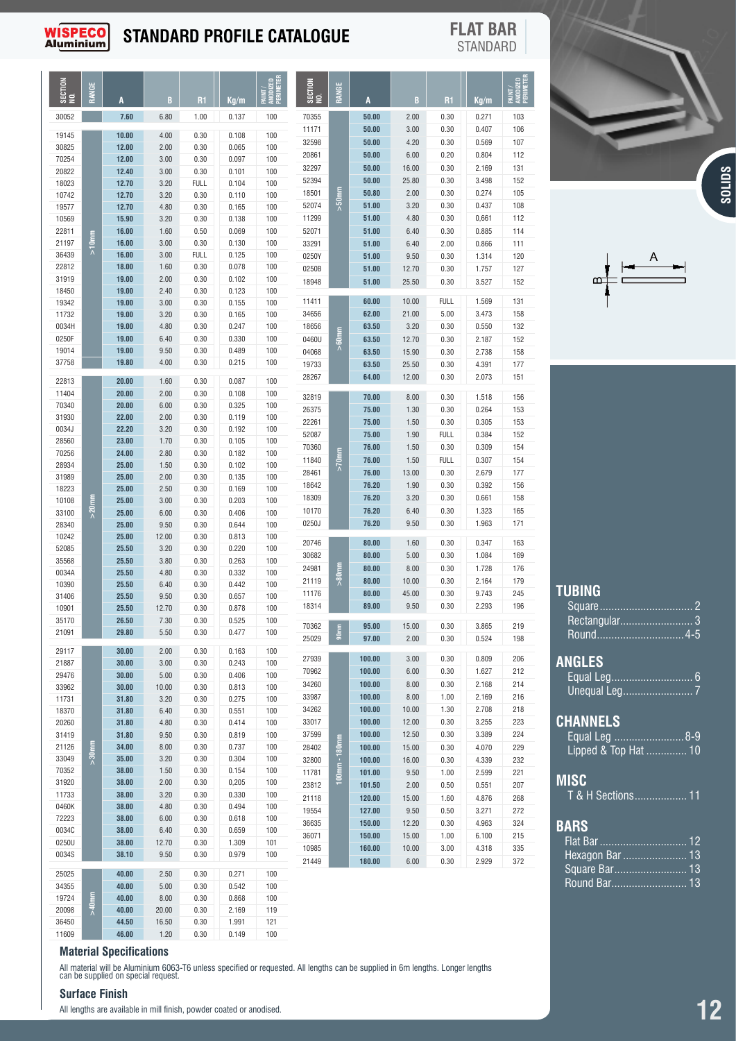# STANDARD PROFILE CATALOGUE

## FLAT BAR
STANDARD

| SECTION NO. | RANGE | A | B | R1 | Kg/m | PAINT / ANODIZED PERIMETER |
|---|---|---|---|---|---|---|
| 30052 | | 7.60 | 6.80 | 1.00 | 0.137 | 100 |
| 19145 | >10mm | 10.00 | 4.00 | 0.30 | 0.108 | 100 |
| 30825 | >10mm | 12.00 | 2.00 | 0.30 | 0.065 | 100 |
| 70254 | >10mm | 12.00 | 3.00 | 0.30 | 0.097 | 100 |
| 20822 | >10mm | 12.40 | 3.00 | 0.30 | 0.101 | 100 |
| 18023 | >10mm | 12.70 | 3.20 | FULL | 0.104 | 100 |
| 10742 | >10mm | 12.70 | 3.20 | 0.30 | 0.110 | 100 |
| 19577 | >10mm | 12.70 | 4.80 | 0.30 | 0.165 | 100 |
| 10569 | >10mm | 15.90 | 3.20 | 0.30 | 0.138 | 100 |
| 22811 | >10mm | 16.00 | 1.60 | 0.50 | 0.069 | 100 |
| 21197 | >10mm | 16.00 | 3.00 | 0.30 | 0.130 | 100 |
| 36439 | >10mm | 16.00 | 3.00 | FULL | 0.125 | 100 |
| 22812 | >10mm | 18.00 | 1.60 | 0.30 | 0.078 | 100 |
| 31919 | >10mm | 19.00 | 2.00 | 0.30 | 0.102 | 100 |
| 18450 | >10mm | 19.00 | 2.40 | 0.30 | 0.123 | 100 |
| 19342 | >10mm | 19.00 | 3.00 | 0.30 | 0.155 | 100 |
| 11732 | >10mm | 19.00 | 3.20 | 0.30 | 0.165 | 100 |
| 0034H | >10mm | 19.00 | 4.80 | 0.30 | 0.247 | 100 |
| 0250F | >10mm | 19.00 | 6.40 | 0.30 | 0.330 | 100 |
| 19014 | >10mm | 19.00 | 9.50 | 0.30 | 0.489 | 100 |
| 37758 | >10mm | 19.80 | 4.00 | 0.30 | 0.215 | 100 |
| 22813 | >20mm | 20.00 | 1.60 | 0.30 | 0.087 | 100 |
| 11404 | >20mm | 20.00 | 2.00 | 0.30 | 0.108 | 100 |
| 70340 | >20mm | 20.00 | 6.00 | 0.30 | 0.325 | 100 |
| 31930 | >20mm | 22.00 | 2.00 | 0.30 | 0.119 | 100 |
| 0034J | >20mm | 22.20 | 3.20 | 0.30 | 0.192 | 100 |
| 28560 | >20mm | 23.00 | 1.70 | 0.30 | 0.105 | 100 |
| 70256 | >20mm | 24.00 | 2.80 | 0.30 | 0.182 | 100 |
| 28934 | >20mm | 25.00 | 1.50 | 0.30 | 0.102 | 100 |
| 31989 | >20mm | 25.00 | 2.00 | 0.30 | 0.135 | 100 |
| 18223 | >20mm | 25.00 | 2.50 | 0.30 | 0.169 | 100 |
| 10108 | >20mm | 25.00 | 3.00 | 0.30 | 0.203 | 100 |
| 33100 | >20mm | 25.00 | 6.00 | 0.30 | 0.406 | 100 |
| 28340 | >20mm | 25.00 | 9.50 | 0.30 | 0.644 | 100 |
| 10242 | >20mm | 25.00 | 12.00 | 0.30 | 0.813 | 100 |
| 52085 | >20mm | 25.50 | 3.20 | 0.30 | 0.220 | 100 |
| 35568 | >20mm | 25.50 | 3.80 | 0.30 | 0.263 | 100 |
| 0034A | >20mm | 25.50 | 4.80 | 0.30 | 0.332 | 100 |
| 10390 | >20mm | 25.50 | 6.40 | 0.30 | 0.442 | 100 |
| 31406 | >20mm | 25.50 | 9.50 | 0.30 | 0.657 | 100 |
| 10901 | >20mm | 25.50 | 12.70 | 0.30 | 0.878 | 100 |
| 35170 | >20mm | 26.50 | 7.30 | 0.30 | 0.525 | 100 |
| 21091 | >20mm | 29.80 | 5.50 | 0.30 | 0.477 | 100 |
| 29117 | >30mm | 30.00 | 2.00 | 0.30 | 0.163 | 100 |
| 21887 | >30mm | 30.00 | 3.00 | 0.30 | 0.243 | 100 |
| 29476 | >30mm | 30.00 | 5.00 | 0.30 | 0.406 | 100 |
| 33962 | >30mm | 30.00 | 10.00 | 0.30 | 0.813 | 100 |
| 11731 | >30mm | 31.80 | 3.20 | 0.30 | 0.275 | 100 |
| 18370 | >30mm | 31.80 | 6.40 | 0.30 | 0.551 | 100 |
| 20260 | >30mm | 31.80 | 4.80 | 0.30 | 0.414 | 100 |
| 31419 | >30mm | 31.80 | 9.50 | 0.30 | 0.819 | 100 |
| 21126 | >30mm | 34.00 | 8.00 | 0.30 | 0.737 | 100 |
| 33049 | >30mm | 35.00 | 3.20 | 0.30 | 0.304 | 100 |
| 70352 | >30mm | 38.00 | 1.50 | 0.30 | 0.154 | 100 |
| 31920 | >30mm | 38.00 | 2.00 | 0.30 | 0.205 | 100 |
| 11733 | >30mm | 38.00 | 3.20 | 0.30 | 0.330 | 100 |
| 0460K | >30mm | 38.00 | 4.80 | 0.30 | 0.494 | 100 |
| 72223 | >30mm | 38.00 | 6.00 | 0.30 | 0.618 | 100 |
| 0034C | >30mm | 38.00 | 6.40 | 0.30 | 0.659 | 100 |
| 0250U | >30mm | 38.00 | 12.70 | 0.30 | 1.309 | 101 |
| 0034S | >30mm | 38.10 | 9.50 | 0.30 | 0.979 | 100 |
| 25025 | >40mm | 40.00 | 2.50 | 0.30 | 0.271 | 100 |
| 34355 | >40mm | 40.00 | 5.00 | 0.30 | 0.542 | 100 |
| 19724 | >40mm | 40.00 | 8.00 | 0.30 | 0.868 | 100 |
| 20098 | >40mm | 40.00 | 20.00 | 0.30 | 2.169 | 119 |
| 36450 | >40mm | 44.50 | 16.50 | 0.30 | 1.991 | 121 |
| 11609 | >40mm | 46.00 | 1.20 | 0.30 | 0.149 | 100 |
| 70355 | >50mm | 50.00 | 2.00 | 0.30 | 0.271 | 103 |
| 11171 | >50mm | 50.00 | 3.00 | 0.30 | 0.407 | 106 |
| 32598 | >50mm | 50.00 | 4.20 | 0.30 | 0.569 | 107 |
| 20861 | >50mm | 50.00 | 6.00 | 0.20 | 0.804 | 112 |
| 32297 | >50mm | 50.00 | 16.00 | 0.30 | 2.169 | 131 |
| 52394 | >50mm | 50.00 | 25.80 | 0.30 | 3.498 | 152 |
| 18501 | >50mm | 50.80 | 2.00 | 0.30 | 0.274 | 105 |
| 52074 | >50mm | 51.00 | 3.20 | 0.30 | 0.437 | 108 |
| 11299 | >50mm | 51.00 | 4.80 | 0.30 | 0.661 | 112 |
| 52071 | >50mm | 51.00 | 6.40 | 0.30 | 0.885 | 114 |
| 33291 | >50mm | 51.00 | 6.40 | 2.00 | 0.866 | 111 |
| 0250Y | >50mm | 51.00 | 9.50 | 0.30 | 1.314 | 120 |
| 0250B | >50mm | 51.00 | 12.70 | 0.30 | 1.757 | 127 |
| 18948 | >50mm | 51.00 | 25.50 | 0.30 | 3.527 | 152 |
| 11411 | >60mm | 60.00 | 10.00 | FULL | 1.569 | 131 |
| 34656 | >60mm | 62.00 | 21.00 | 5.00 | 3.473 | 158 |
| 18656 | >60mm | 63.50 | 3.20 | 0.30 | 0.550 | 132 |
| 0460U | >60mm | 63.50 | 12.70 | 0.30 | 2.187 | 152 |
| 04068 | >60mm | 63.50 | 15.90 | 0.30 | 2.738 | 158 |
| 19733 | >60mm | 63.50 | 25.50 | 0.30 | 4.391 | 177 |
| 28267 | >60mm | 64.00 | 12.00 | 0.30 | 2.073 | 151 |
| 32819 | >70mm | 70.00 | 8.00 | 0.30 | 1.518 | 156 |
| 26375 | >70mm | 75.00 | 1.30 | 0.30 | 0.264 | 153 |
| 22261 | >70mm | 75.00 | 1.50 | 0.30 | 0.305 | 153 |
| 52087 | >70mm | 75.00 | 1.90 | FULL | 0.384 | 152 |
| 70360 | >70mm | 76.00 | 1.50 | 0.30 | 0.309 | 154 |
| 11840 | >70mm | 76.00 | 1.50 | FULL | 0.307 | 154 |
| 28461 | >70mm | 76.00 | 13.00 | 0.30 | 2.679 | 177 |
| 18642 | >70mm | 76.20 | 1.90 | 0.30 | 0.392 | 156 |
| 18309 | >70mm | 76.20 | 3.20 | 0.30 | 0.661 | 158 |
| 10170 | >70mm | 76.20 | 6.40 | 0.30 | 1.323 | 165 |
| 0250J | >70mm | 76.20 | 9.50 | 0.30 | 1.963 | 171 |
| 20746 | >80mm | 80.00 | 1.60 | 0.30 | 0.347 | 163 |
| 30682 | >80mm | 80.00 | 5.00 | 0.30 | 1.084 | 169 |
| 24981 | >80mm | 80.00 | 8.00 | 0.30 | 1.728 | 176 |
| 21119 | >80mm | 80.00 | 10.00 | 0.30 | 2.164 | 179 |
| 11176 | >80mm | 80.00 | 45.00 | 0.30 | 9.743 | 245 |
| 18314 | >80mm | 89.00 | 9.50 | 0.30 | 2.293 | 196 |
| 70362 | 90mm | 95.00 | 15.00 | 0.30 | 3.865 | 219 |
| 25029 | 90mm | 97.00 | 2.00 | 0.30 | 0.524 | 198 |
| 27939 | 100mm - 180mm | 100.00 | 3.00 | 0.30 | 0.809 | 206 |
| 70962 | 100mm - 180mm | 100.00 | 6.00 | 0.30 | 1.627 | 212 |
| 34260 | 100mm - 180mm | 100.00 | 8.00 | 0.30 | 2.168 | 214 |
| 33987 | 100mm - 180mm | 100.00 | 8.00 | 1.00 | 2.169 | 216 |
| 34262 | 100mm - 180mm | 100.00 | 10.00 | 1.30 | 2.708 | 218 |
| 33017 | 100mm - 180mm | 100.00 | 12.00 | 0.30 | 3.255 | 223 |
| 37599 | 100mm - 180mm | 100.00 | 12.50 | 0.30 | 3.389 | 224 |
| 28402 | 100mm - 180mm | 100.00 | 15.00 | 0.30 | 4.070 | 229 |
| 32800 | 100mm - 180mm | 100.00 | 16.00 | 0.30 | 4.339 | 232 |
| 11781 | 100mm - 180mm | 101.00 | 9.50 | 1.00 | 2.599 | 221 |
| 23812 | 100mm - 180mm | 101.50 | 2.00 | 0.50 | 0.551 | 207 |
| 21118 | 100mm - 180mm | 120.00 | 15.00 | 1.60 | 4.876 | 268 |
| 19554 | 100mm - 180mm | 127.00 | 9.50 | 0.50 | 3.271 | 272 |
| 36635 | 100mm - 180mm | 150.00 | 12.20 | 0.30 | 4.963 | 324 |
| 36071 | 100mm - 180mm | 150.00 | 15.00 | 1.00 | 6.100 | 215 |
| 10985 | 100mm - 180mm | 160.00 | 10.00 | 3.00 | 4.318 | 335 |
| 21449 | 100mm - 180mm | 180.00 | 6.00 | 0.30 | 2.929 | 372 |

### Material Specifications

All material will be Aluminium 6063-T6 unless specified or requested. All lengths can be supplied in 6m lengths. Longer lengths can be supplied on special request.

### Surface Finish

All lengths are available in mill finish, powder coated or anodised.

SOLIDS

**TUBING**
- Square ... 2
- Rectangular ... 3
- Round ... 4-5

**ANGLES**
- Equal Leg ... 6
- Unequal Leg ... 7

**CHANNELS**
- Equal Leg ... 8-9
- Lipped & Top Hat ... 10

**MISC**
- T & H Sections ... 11

**BARS**
- Flat Bar ... 12
- Hexagon Bar ... 13
- Square Bar ... 13
- Round Bar ... 13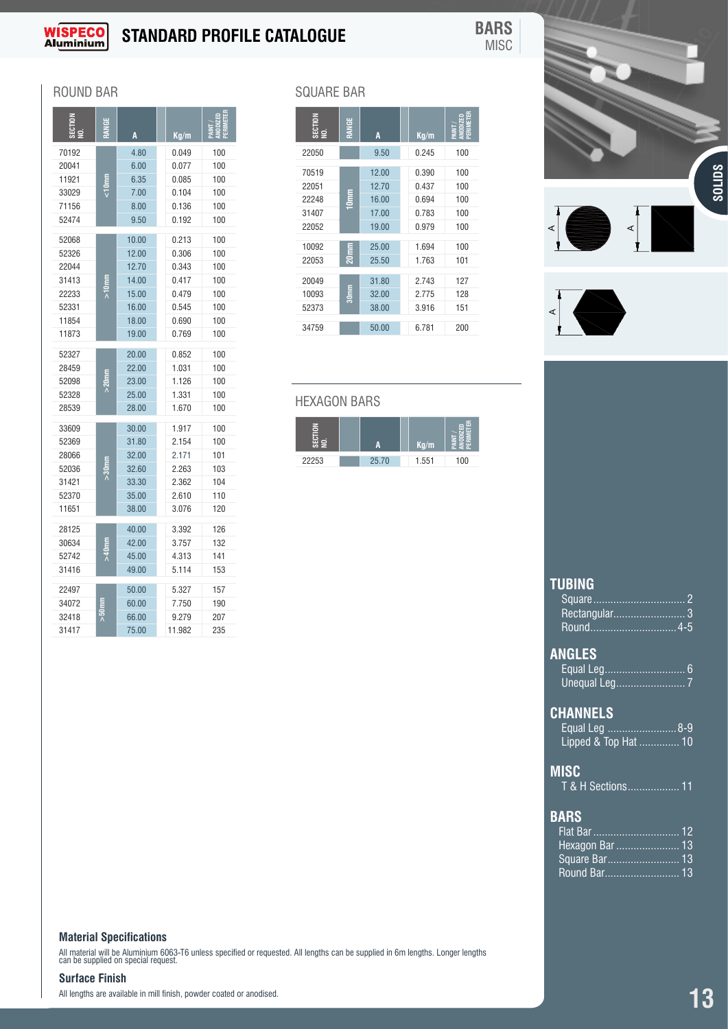# STANDARD PROFILE CATALOGUE

**BARS**
MISC

## ROUND BAR

| SECTION NO. | RANGE | A | Kg/m | PAINT / ANODIZED PERIMETER |
|---|---|---|---|---|
| 70192 | <10mm | 4.80 | 0.049 | 100 |
| 20041 | | 6.00 | 0.077 | 100 |
| 11921 | | 6.35 | 0.085 | 100 |
| 33029 | | 7.00 | 0.104 | 100 |
| 71156 | | 8.00 | 0.136 | 100 |
| 52474 | | 9.50 | 0.192 | 100 |
| 52068 | >10mm | 10.00 | 0.213 | 100 |
| 52326 | | 12.00 | 0.306 | 100 |
| 22044 | | 12.70 | 0.343 | 100 |
| 31413 | | 14.00 | 0.417 | 100 |
| 22233 | | 15.00 | 0.479 | 100 |
| 52331 | | 16.00 | 0.545 | 100 |
| 11854 | | 18.00 | 0.690 | 100 |
| 11873 | | 19.00 | 0.769 | 100 |
| 52327 | >20mm | 20.00 | 0.852 | 100 |
| 28459 | | 22.00 | 1.031 | 100 |
| 52098 | | 23.00 | 1.126 | 100 |
| 52328 | | 25.00 | 1.331 | 100 |
| 28539 | | 28.00 | 1.670 | 100 |
| 33609 | >30mm | 30.00 | 1.917 | 100 |
| 52369 | | 31.80 | 2.154 | 100 |
| 28066 | | 32.00 | 2.171 | 101 |
| 52036 | | 32.60 | 2.263 | 103 |
| 31421 | | 33.30 | 2.362 | 104 |
| 52370 | | 35.00 | 2.610 | 110 |
| 11651 | | 38.00 | 3.076 | 120 |
| 28125 | >40mm | 40.00 | 3.392 | 126 |
| 30634 | | 42.00 | 3.757 | 132 |
| 52742 | | 45.00 | 4.313 | 141 |
| 31416 | | 49.00 | 5.114 | 153 |
| 22497 | >50mm | 50.00 | 5.327 | 157 |
| 34072 | | 60.00 | 7.750 | 190 |
| 32418 | | 66.00 | 9.279 | 207 |
| 31417 | | 75.00 | 11.982 | 235 |

## SQUARE BAR

| SECTION NO. | RANGE | A | Kg/m | PAINT / ANODIZED PERIMETER |
|---|---|---|---|---|
| 22050 | | 9.50 | 0.245 | 100 |
| 70519 | 10mm | 12.00 | 0.390 | 100 |
| 22051 | | 12.70 | 0.437 | 100 |
| 22248 | | 16.00 | 0.694 | 100 |
| 31407 | | 17.00 | 0.783 | 100 |
| 22052 | | 19.00 | 0.979 | 100 |
| 10092 | 20mm | 25.00 | 1.694 | 100 |
| 22053 | | 25.50 | 1.763 | 101 |
| 20049 | 30mm | 31.80 | 2.743 | 127 |
| 10093 | | 32.00 | 2.775 | 128 |
| 52373 | | 38.00 | 3.916 | 151 |
| 34759 | | 50.00 | 6.781 | 200 |

## HEXAGON BARS

| SECTION NO. | | A | Kg/m | PAINT / ANODIZED PERIMETER |
|---|---|---|---|---|
| 22253 | | 25.70 | 1.551 | 100 |

SOLIDS

A

A

A

### TUBING
- Square ... 2
- Rectangular ... 3
- Round ... 4-5

### ANGLES
- Equal Leg ... 6
- Unequal Leg ... 7

### CHANNELS
- Equal Leg ... 8-9
- Lipped & Top Hat ... 10

### MISC
- T & H Sections ... 11

### BARS
- Flat Bar ... 12
- Hexagon Bar ... 13
- Square Bar ... 13
- Round Bar ... 13

**Material Specifications**

All material will be Aluminium 6063-T6 unless specified or requested. All lengths can be supplied in 6m lengths. Longer lengths can be supplied on special request.

**Surface Finish**

All lengths are available in mill finish, powder coated or anodised.